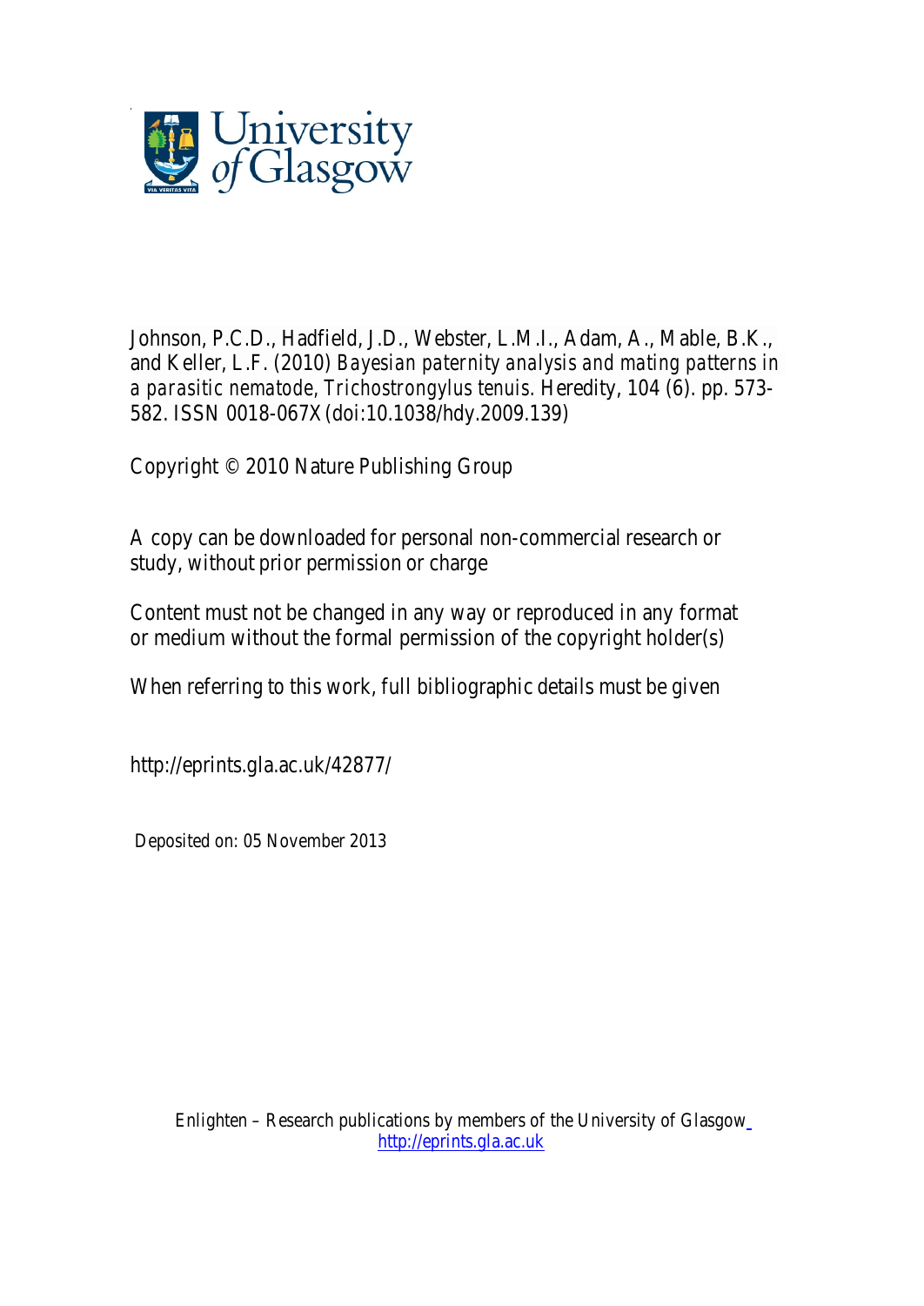Johnson, P.C.D., Hadfield, J.D., Webster, L.M.I., Adam, A., Mable, B.K., and Keller, L.F. (2010) *Bayesian paternity analysis and mating patterns in a parasitic nematode, Trichostrongylus tenuis.* Heredity, 104 (6). pp. 573-582. ISSN 0018-067X (doi:10.1038/hdy.2009.139)

Copyright © 2010 Nature Publishing Group

A copy can be downloaded for personal non-commercial research or study, without prior permission or charge

Content must not be changed in any way or reproduced in any format or medium without the formal permission of the copyright holder(s)

When referring to this work, full bibliographic details must be given

http://eprints.gla.ac.uk/42877/

Deposited on: 05 November 2013

Enlighten – Research publications by members of the University of Glasgow
http://eprints.gla.ac.uk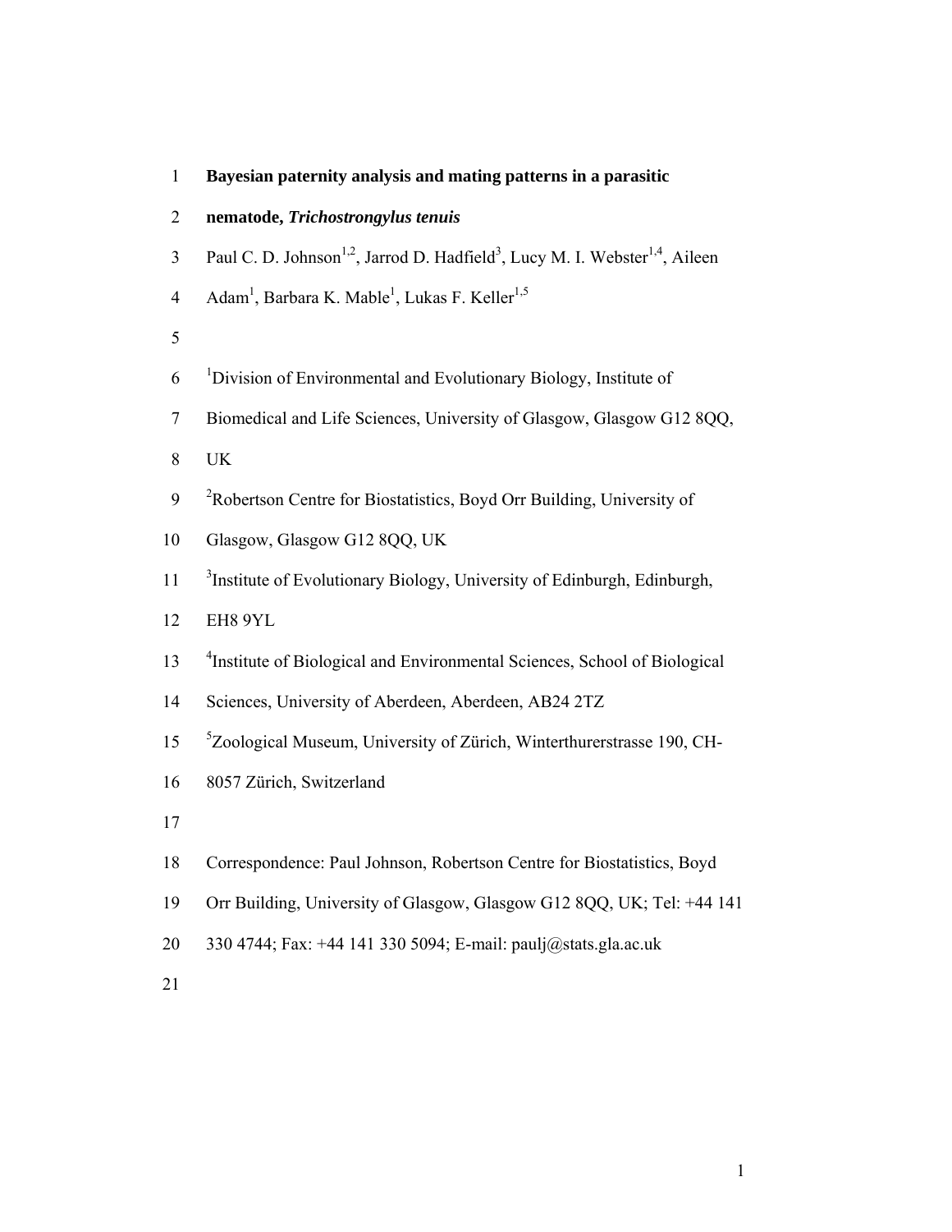# Bayesian paternity analysis and mating patterns in a parasitic nematode, *Trichostrongylus tenuis*

Paul C. D. Johnson[1,2], Jarrod D. Hadfield[3], Lucy M. I. Webster[1,4], Aileen Adam[1], Barbara K. Mable[1], Lukas F. Keller[1,5]

[1]Division of Environmental and Evolutionary Biology, Institute of Biomedical and Life Sciences, University of Glasgow, Glasgow G12 8QQ, UK

[2]Robertson Centre for Biostatistics, Boyd Orr Building, University of Glasgow, Glasgow G12 8QQ, UK

[3]Institute of Evolutionary Biology, University of Edinburgh, Edinburgh, EH8 9YL

[4]Institute of Biological and Environmental Sciences, School of Biological Sciences, University of Aberdeen, Aberdeen, AB24 2TZ

[5]Zoological Museum, University of Zürich, Winterthurerstrasse 190, CH-8057 Zürich, Switzerland

Correspondence: Paul Johnson, Robertson Centre for Biostatistics, Boyd Orr Building, University of Glasgow, Glasgow G12 8QQ, UK; Tel: +44 141 330 4744; Fax: +44 141 330 5094; E-mail: paulj@stats.gla.ac.uk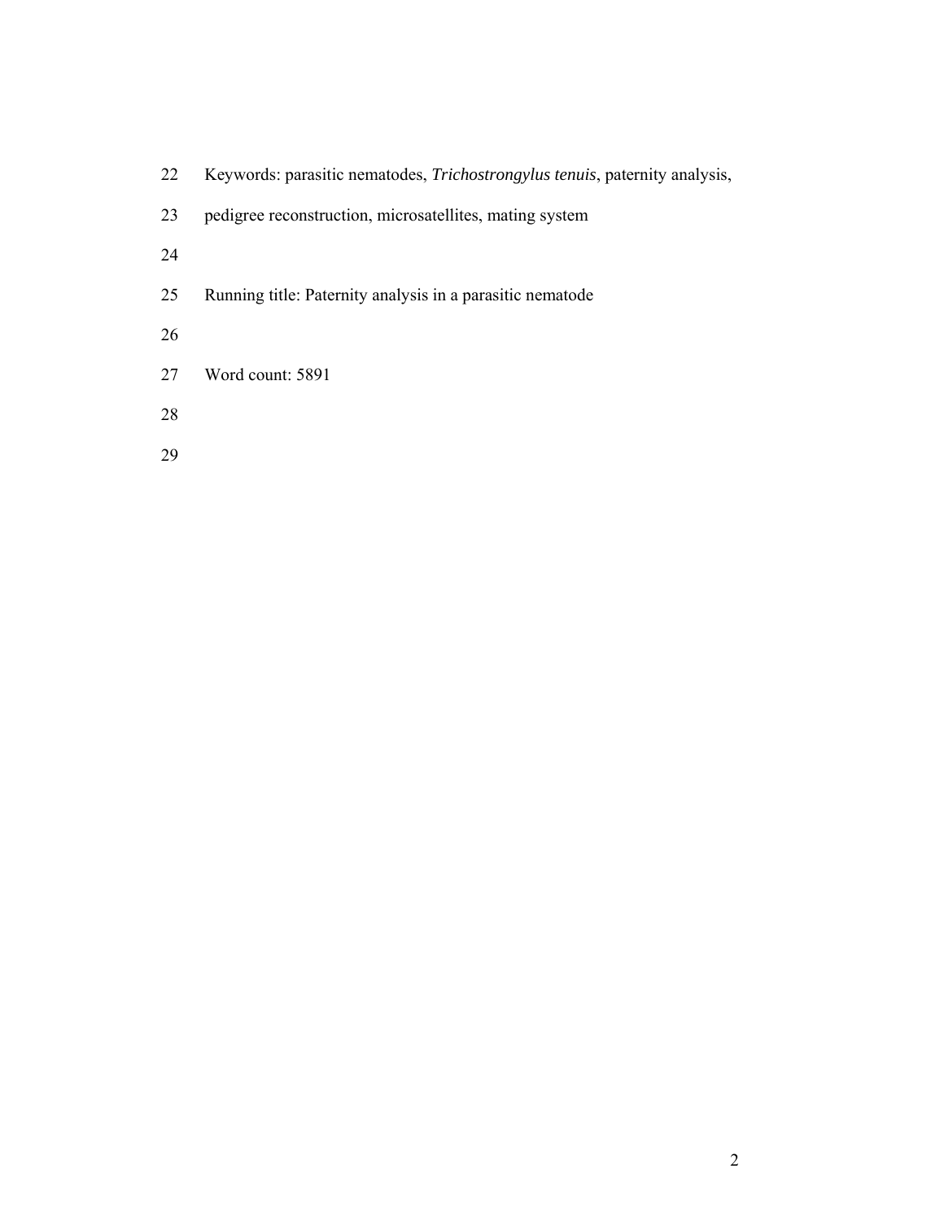Keywords: parasitic nematodes, *Trichostrongylus tenuis*, paternity analysis, pedigree reconstruction, microsatellites, mating system

Running title: Paternity analysis in a parasitic nematode

Word count: 5891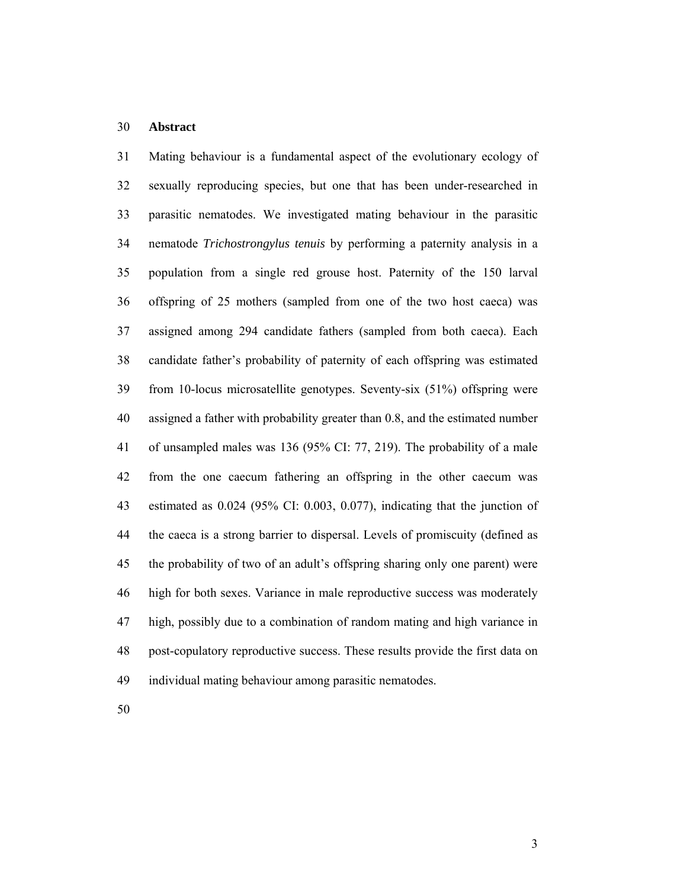## Abstract

Mating behaviour is a fundamental aspect of the evolutionary ecology of sexually reproducing species, but one that has been under-researched in parasitic nematodes. We investigated mating behaviour in the parasitic nematode *Trichostrongylus tenuis* by performing a paternity analysis in a population from a single red grouse host. Paternity of the 150 larval offspring of 25 mothers (sampled from one of the two host caeca) was assigned among 294 candidate fathers (sampled from both caeca). Each candidate father's probability of paternity of each offspring was estimated from 10-locus microsatellite genotypes. Seventy-six (51%) offspring were assigned a father with probability greater than 0.8, and the estimated number of unsampled males was 136 (95% CI: 77, 219). The probability of a male from the one caecum fathering an offspring in the other caecum was estimated as 0.024 (95% CI: 0.003, 0.077), indicating that the junction of the caeca is a strong barrier to dispersal. Levels of promiscuity (defined as the probability of two of an adult's offspring sharing only one parent) were high for both sexes. Variance in male reproductive success was moderately high, possibly due to a combination of random mating and high variance in post-copulatory reproductive success. These results provide the first data on individual mating behaviour among parasitic nematodes.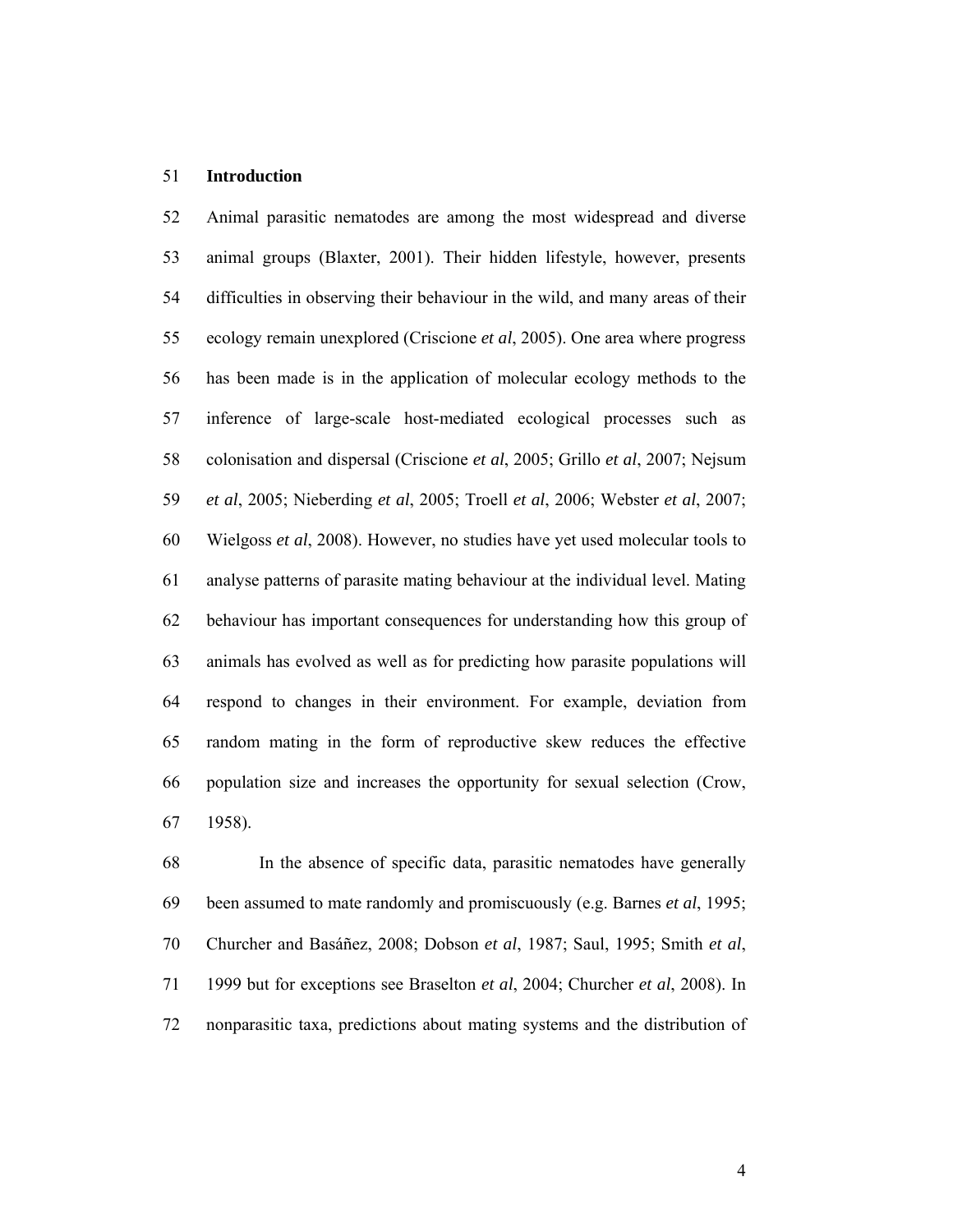## Introduction

Animal parasitic nematodes are among the most widespread and diverse animal groups (Blaxter, 2001). Their hidden lifestyle, however, presents difficulties in observing their behaviour in the wild, and many areas of their ecology remain unexplored (Criscione *et al*, 2005). One area where progress has been made is in the application of molecular ecology methods to the inference of large-scale host-mediated ecological processes such as colonisation and dispersal (Criscione *et al*, 2005; Grillo *et al*, 2007; Nejsum *et al*, 2005; Nieberding *et al*, 2005; Troell *et al*, 2006; Webster *et al*, 2007; Wielgoss *et al*, 2008). However, no studies have yet used molecular tools to analyse patterns of parasite mating behaviour at the individual level. Mating behaviour has important consequences for understanding how this group of animals has evolved as well as for predicting how parasite populations will respond to changes in their environment. For example, deviation from random mating in the form of reproductive skew reduces the effective population size and increases the opportunity for sexual selection (Crow, 1958).

In the absence of specific data, parasitic nematodes have generally been assumed to mate randomly and promiscuously (e.g. Barnes *et al*, 1995; Churcher and Basáñez, 2008; Dobson *et al*, 1987; Saul, 1995; Smith *et al*, 1999 but for exceptions see Braselton *et al*, 2004; Churcher *et al*, 2008). In nonparasitic taxa, predictions about mating systems and the distribution of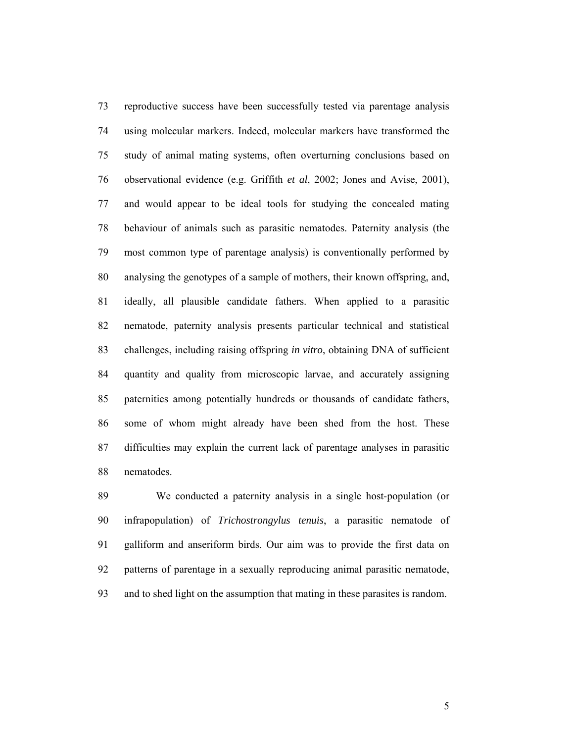reproductive success have been successfully tested via parentage analysis using molecular markers. Indeed, molecular markers have transformed the study of animal mating systems, often overturning conclusions based on observational evidence (e.g. Griffith *et al*, 2002; Jones and Avise, 2001), and would appear to be ideal tools for studying the concealed mating behaviour of animals such as parasitic nematodes. Paternity analysis (the most common type of parentage analysis) is conventionally performed by analysing the genotypes of a sample of mothers, their known offspring, and, ideally, all plausible candidate fathers. When applied to a parasitic nematode, paternity analysis presents particular technical and statistical challenges, including raising offspring *in vitro*, obtaining DNA of sufficient quantity and quality from microscopic larvae, and accurately assigning paternities among potentially hundreds or thousands of candidate fathers, some of whom might already have been shed from the host. These difficulties may explain the current lack of parentage analyses in parasitic nematodes.

We conducted a paternity analysis in a single host-population (or infrapopulation) of *Trichostrongylus tenuis*, a parasitic nematode of galliform and anseriform birds. Our aim was to provide the first data on patterns of parentage in a sexually reproducing animal parasitic nematode, and to shed light on the assumption that mating in these parasites is random.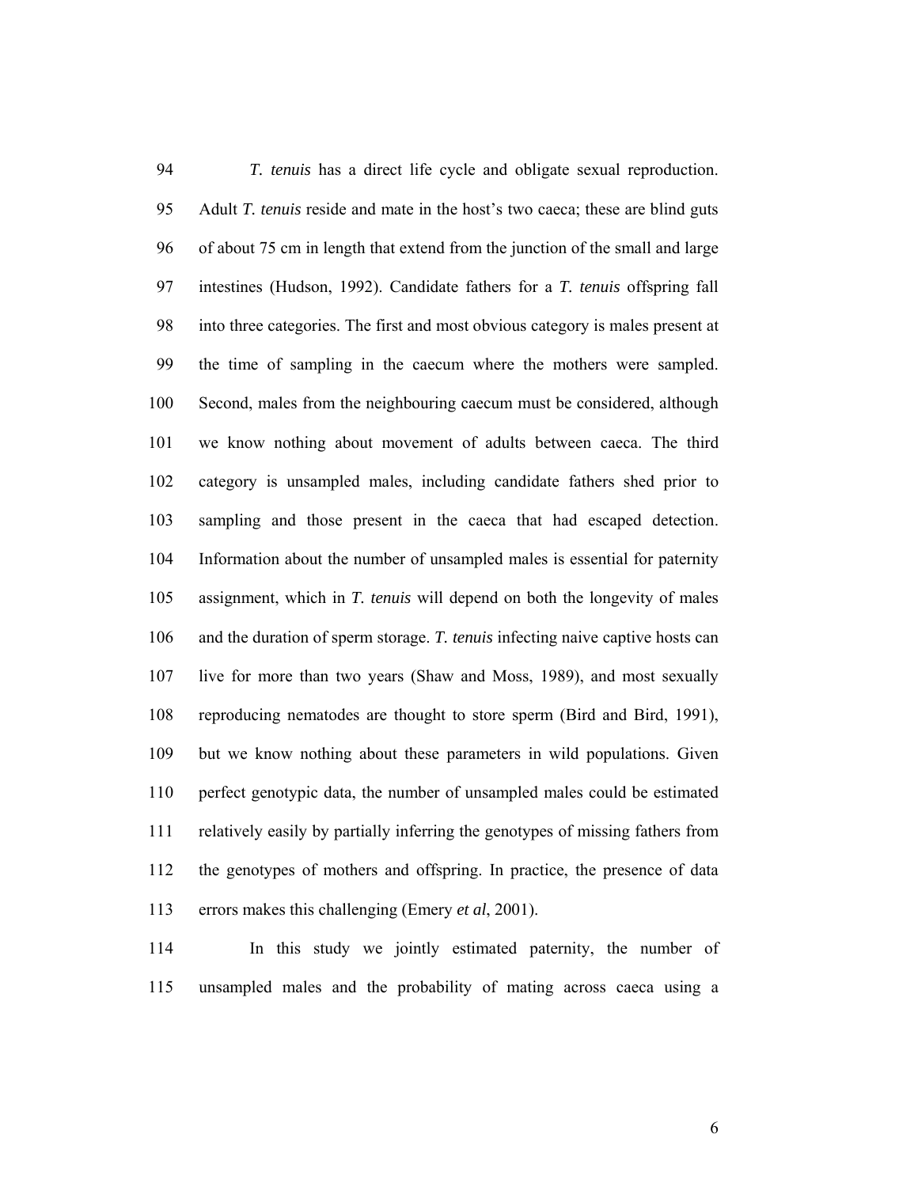*T. tenuis* has a direct life cycle and obligate sexual reproduction. Adult *T. tenuis* reside and mate in the host's two caeca; these are blind guts of about 75 cm in length that extend from the junction of the small and large intestines (Hudson, 1992). Candidate fathers for a *T. tenuis* offspring fall into three categories. The first and most obvious category is males present at the time of sampling in the caecum where the mothers were sampled. Second, males from the neighbouring caecum must be considered, although we know nothing about movement of adults between caeca. The third category is unsampled males, including candidate fathers shed prior to sampling and those present in the caeca that had escaped detection. Information about the number of unsampled males is essential for paternity assignment, which in *T. tenuis* will depend on both the longevity of males and the duration of sperm storage. *T. tenuis* infecting naive captive hosts can live for more than two years (Shaw and Moss, 1989), and most sexually reproducing nematodes are thought to store sperm (Bird and Bird, 1991), but we know nothing about these parameters in wild populations. Given perfect genotypic data, the number of unsampled males could be estimated relatively easily by partially inferring the genotypes of missing fathers from the genotypes of mothers and offspring. In practice, the presence of data errors makes this challenging (Emery *et al*, 2001).

In this study we jointly estimated paternity, the number of unsampled males and the probability of mating across caeca using a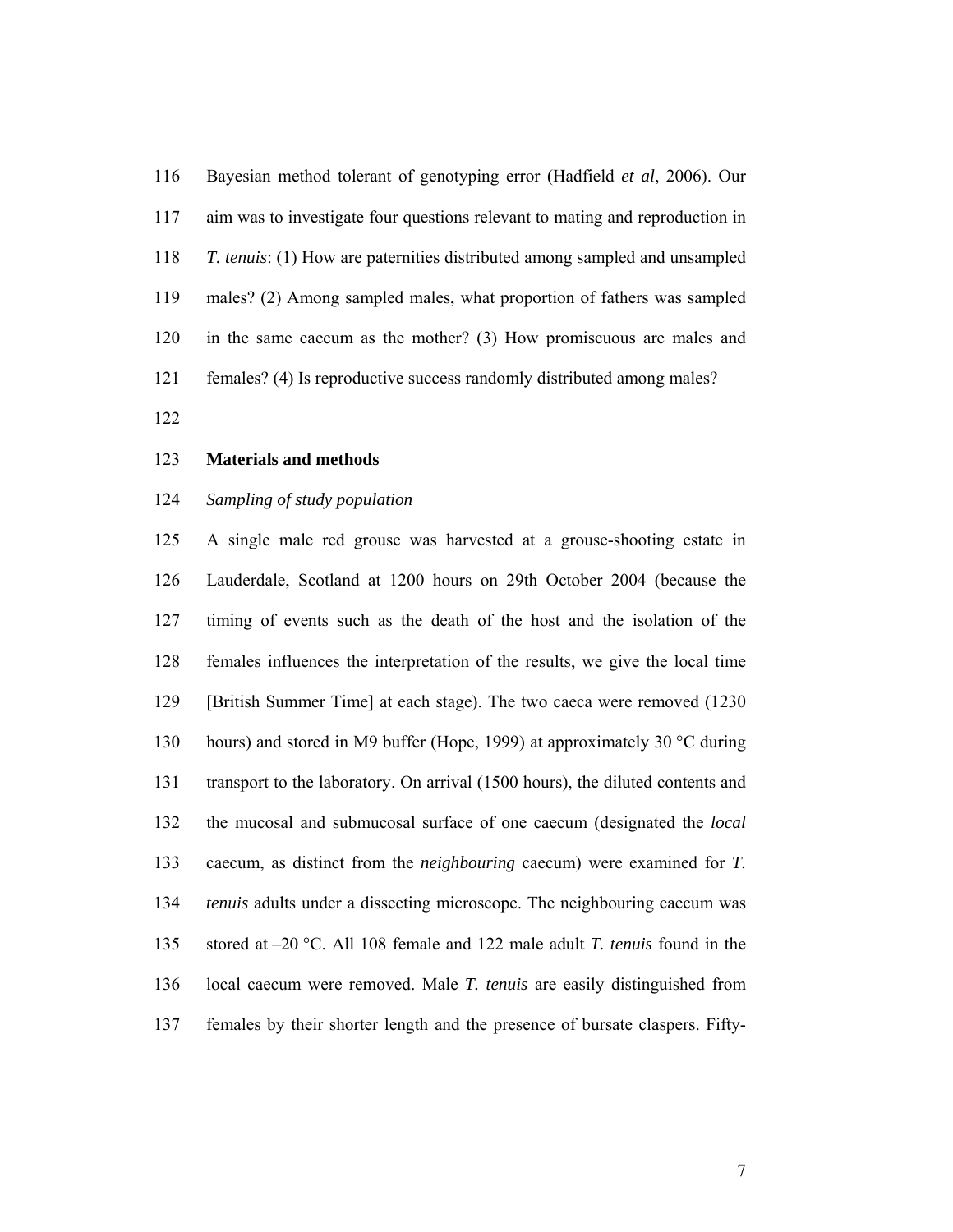Bayesian method tolerant of genotyping error (Hadfield *et al*, 2006). Our aim was to investigate four questions relevant to mating and reproduction in *T. tenuis*: (1) How are paternities distributed among sampled and unsampled males? (2) Among sampled males, what proportion of fathers was sampled in the same caecum as the mother? (3) How promiscuous are males and females? (4) Is reproductive success randomly distributed among males?

## Materials and methods

### *Sampling of study population*

A single male red grouse was harvested at a grouse-shooting estate in Lauderdale, Scotland at 1200 hours on 29th October 2004 (because the timing of events such as the death of the host and the isolation of the females influences the interpretation of the results, we give the local time [British Summer Time] at each stage). The two caeca were removed (1230 hours) and stored in M9 buffer (Hope, 1999) at approximately 30 °C during transport to the laboratory. On arrival (1500 hours), the diluted contents and the mucosal and submucosal surface of one caecum (designated the *local* caecum, as distinct from the *neighbouring* caecum) were examined for *T. tenuis* adults under a dissecting microscope. The neighbouring caecum was stored at –20 °C. All 108 female and 122 male adult *T. tenuis* found in the local caecum were removed. Male *T. tenuis* are easily distinguished from females by their shorter length and the presence of bursate claspers. Fifty-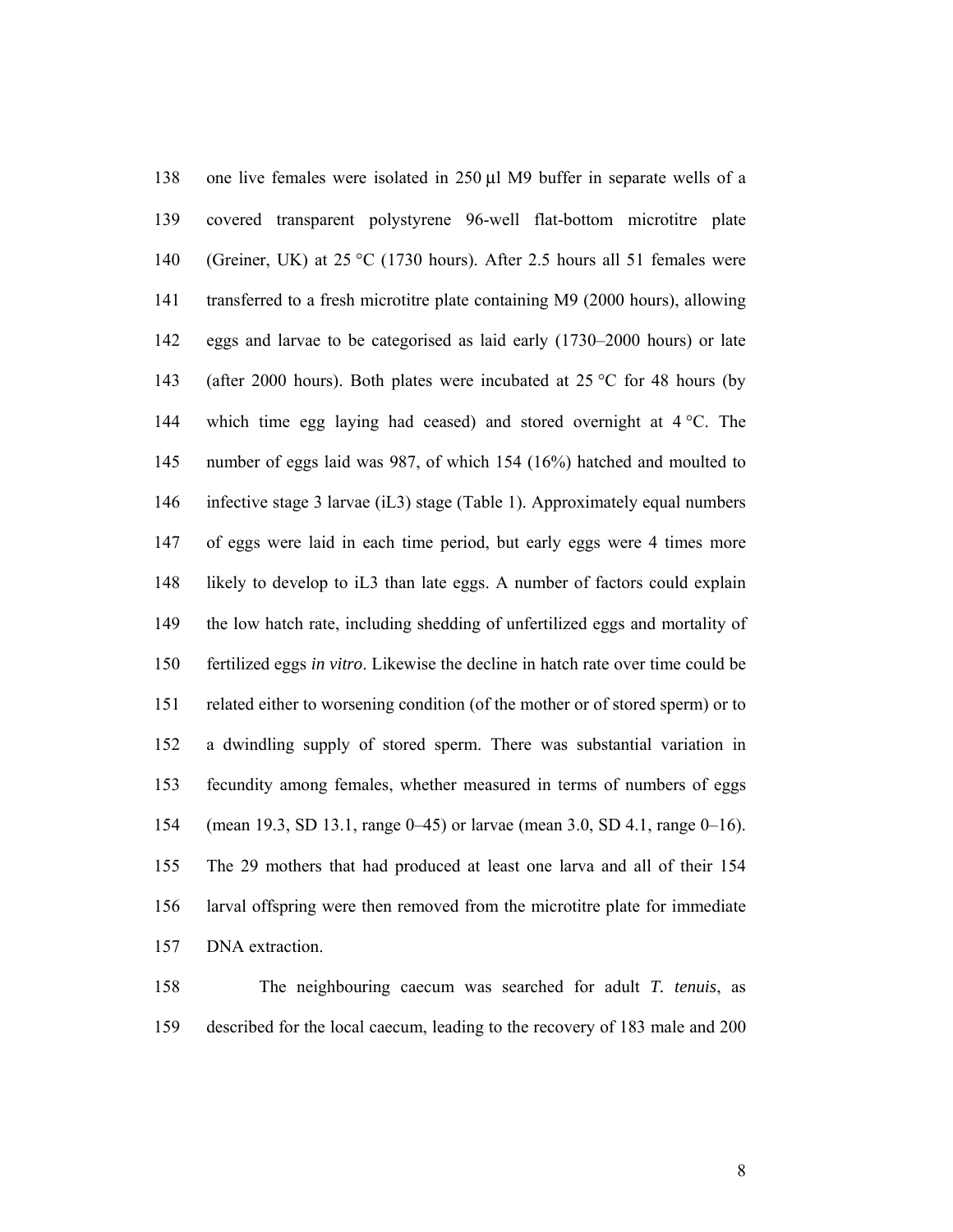one live females were isolated in 250 µl M9 buffer in separate wells of a covered transparent polystyrene 96-well flat-bottom microtitre plate (Greiner, UK) at 25 °C (1730 hours). After 2.5 hours all 51 females were transferred to a fresh microtitre plate containing M9 (2000 hours), allowing eggs and larvae to be categorised as laid early (1730–2000 hours) or late (after 2000 hours). Both plates were incubated at 25 °C for 48 hours (by which time egg laying had ceased) and stored overnight at 4 °C. The number of eggs laid was 987, of which 154 (16%) hatched and moulted to infective stage 3 larvae (iL3) stage (Table 1). Approximately equal numbers of eggs were laid in each time period, but early eggs were 4 times more likely to develop to iL3 than late eggs. A number of factors could explain the low hatch rate, including shedding of unfertilized eggs and mortality of fertilized eggs *in vitro*. Likewise the decline in hatch rate over time could be related either to worsening condition (of the mother or of stored sperm) or to a dwindling supply of stored sperm. There was substantial variation in fecundity among females, whether measured in terms of numbers of eggs (mean 19.3, SD 13.1, range 0–45) or larvae (mean 3.0, SD 4.1, range 0–16). The 29 mothers that had produced at least one larva and all of their 154 larval offspring were then removed from the microtitre plate for immediate DNA extraction.

The neighbouring caecum was searched for adult *T. tenuis*, as described for the local caecum, leading to the recovery of 183 male and 200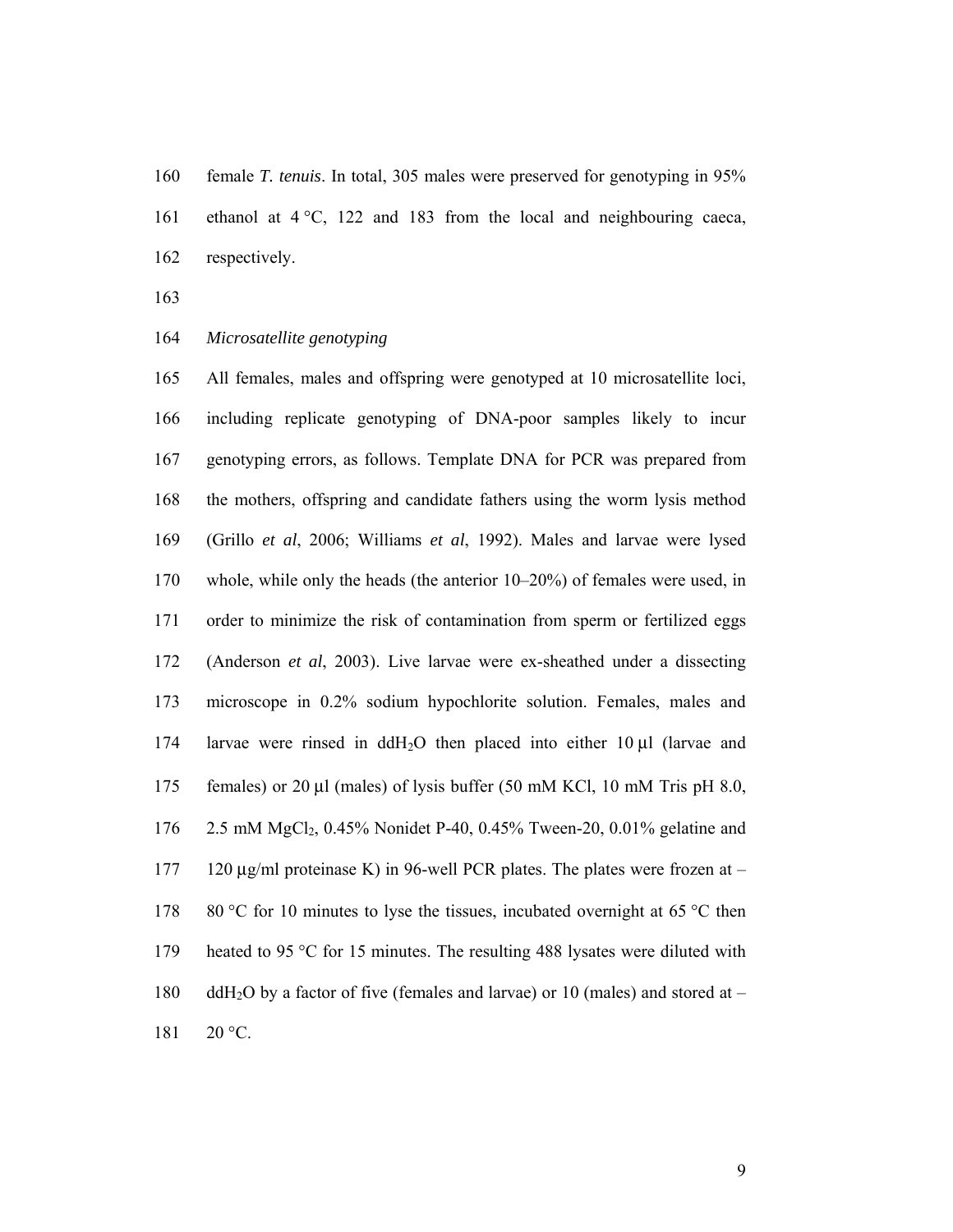female *T. tenuis*. In total, 305 males were preserved for genotyping in 95% ethanol at 4 °C, 122 and 183 from the local and neighbouring caeca, respectively.

*Microsatellite genotyping*

All females, males and offspring were genotyped at 10 microsatellite loci, including replicate genotyping of DNA-poor samples likely to incur genotyping errors, as follows. Template DNA for PCR was prepared from the mothers, offspring and candidate fathers using the worm lysis method (Grillo *et al*, 2006; Williams *et al*, 1992). Males and larvae were lysed whole, while only the heads (the anterior 10–20%) of females were used, in order to minimize the risk of contamination from sperm or fertilized eggs (Anderson *et al*, 2003). Live larvae were ex-sheathed under a dissecting microscope in 0.2% sodium hypochlorite solution. Females, males and larvae were rinsed in $ddH_2O$ then placed into either 10 µl (larvae and females) or 20 µl (males) of lysis buffer (50 mM KCl, 10 mM Tris pH 8.0, 2.5 mM $MgCl_2$, 0.45% Nonidet P-40, 0.45% Tween-20, 0.01% gelatine and 120 µg/ml proteinase K) in 96-well PCR plates. The plates were frozen at –80 °C for 10 minutes to lyse the tissues, incubated overnight at 65 °C then heated to 95 °C for 15 minutes. The resulting 488 lysates were diluted with $ddH_2O$ by a factor of five (females and larvae) or 10 (males) and stored at –20 °C.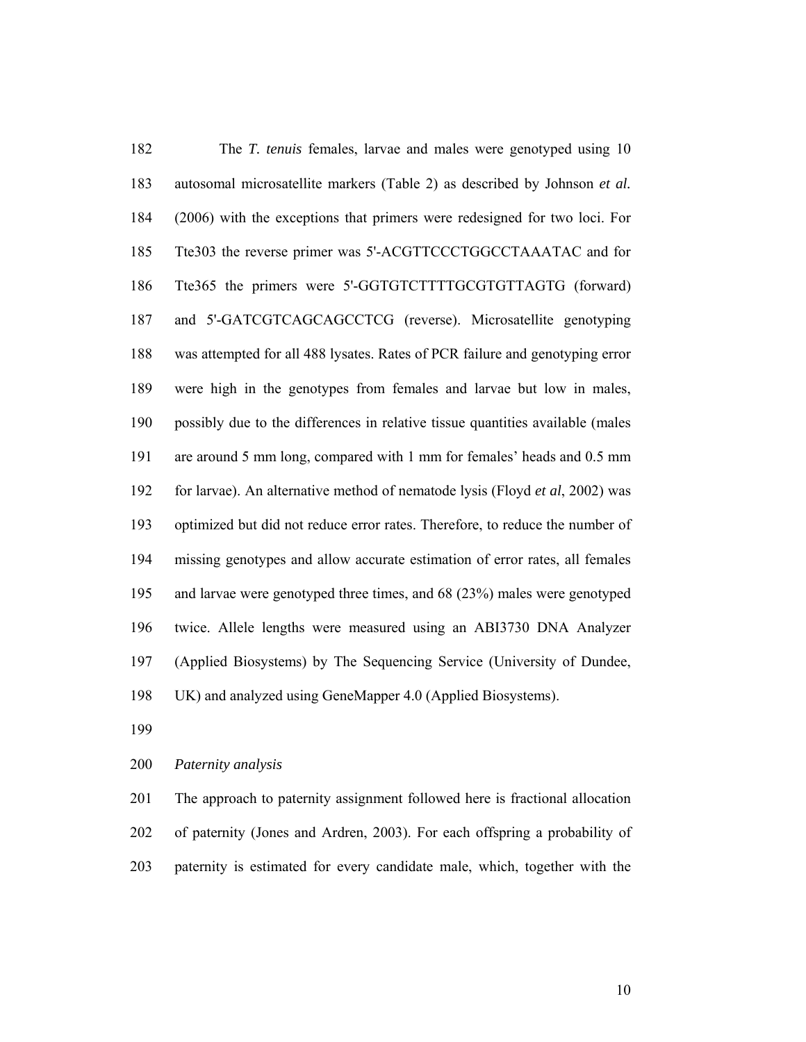The *T. tenuis* females, larvae and males were genotyped using 10 autosomal microsatellite markers (Table 2) as described by Johnson *et al.* (2006) with the exceptions that primers were redesigned for two loci. For Tte303 the reverse primer was 5'-ACGTTCCCTGGCCTAAATAC and for Tte365 the primers were 5'-GGTGTCTTTTGCGTGTTAGTG (forward) and 5'-GATCGTCAGCAGCCTCG (reverse). Microsatellite genotyping was attempted for all 488 lysates. Rates of PCR failure and genotyping error were high in the genotypes from females and larvae but low in males, possibly due to the differences in relative tissue quantities available (males are around 5 mm long, compared with 1 mm for females' heads and 0.5 mm for larvae). An alternative method of nematode lysis (Floyd *et al*, 2002) was optimized but did not reduce error rates. Therefore, to reduce the number of missing genotypes and allow accurate estimation of error rates, all females and larvae were genotyped three times, and 68 (23%) males were genotyped twice. Allele lengths were measured using an ABI3730 DNA Analyzer (Applied Biosystems) by The Sequencing Service (University of Dundee, UK) and analyzed using GeneMapper 4.0 (Applied Biosystems).

*Paternity analysis*

The approach to paternity assignment followed here is fractional allocation of paternity (Jones and Ardren, 2003). For each offspring a probability of paternity is estimated for every candidate male, which, together with the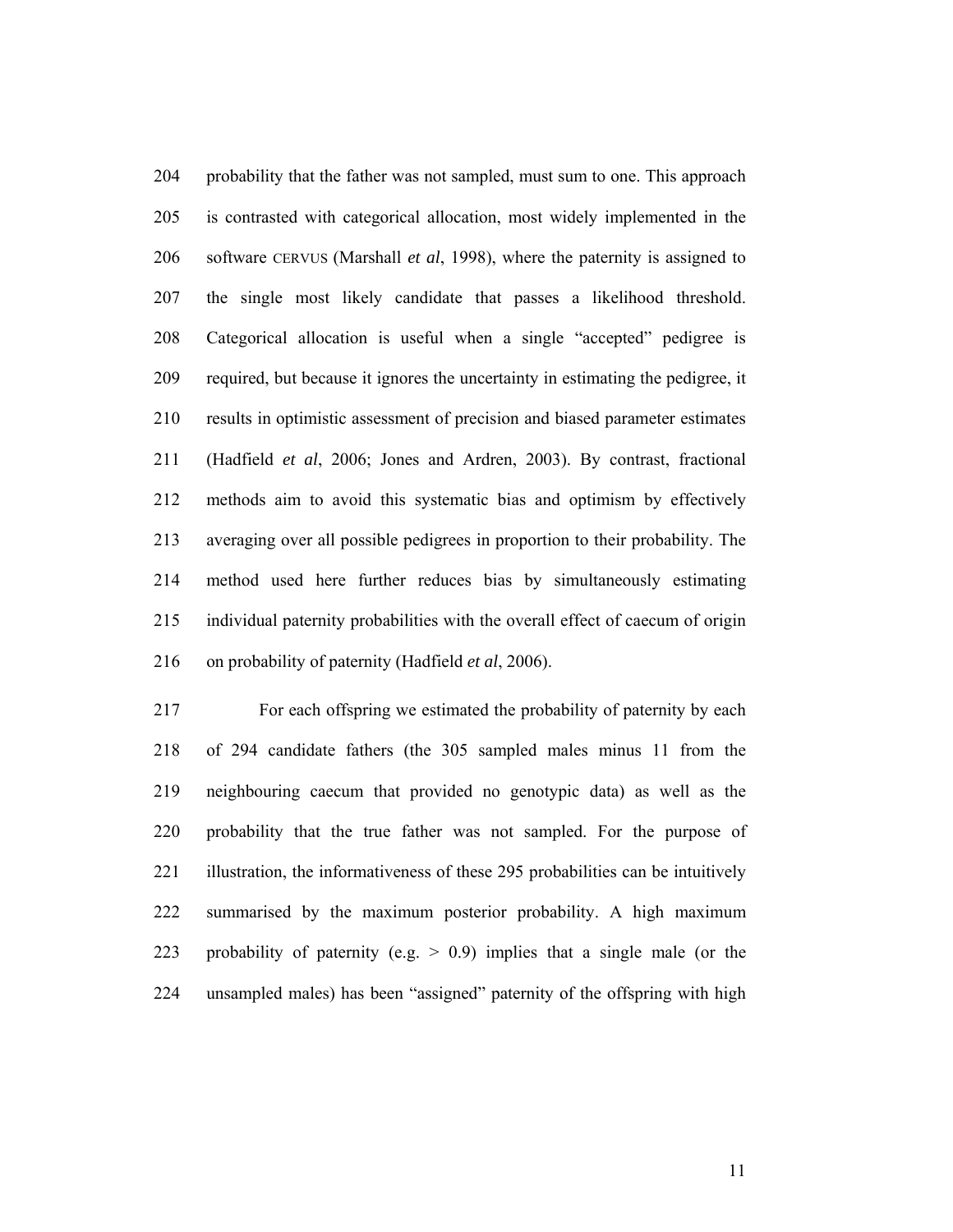probability that the father was not sampled, must sum to one. This approach is contrasted with categorical allocation, most widely implemented in the software CERVUS (Marshall *et al*, 1998), where the paternity is assigned to the single most likely candidate that passes a likelihood threshold. Categorical allocation is useful when a single "accepted" pedigree is required, but because it ignores the uncertainty in estimating the pedigree, it results in optimistic assessment of precision and biased parameter estimates (Hadfield *et al*, 2006; Jones and Ardren, 2003). By contrast, fractional methods aim to avoid this systematic bias and optimism by effectively averaging over all possible pedigrees in proportion to their probability. The method used here further reduces bias by simultaneously estimating individual paternity probabilities with the overall effect of caecum of origin on probability of paternity (Hadfield *et al*, 2006).

For each offspring we estimated the probability of paternity by each of 294 candidate fathers (the 305 sampled males minus 11 from the neighbouring caecum that provided no genotypic data) as well as the probability that the true father was not sampled. For the purpose of illustration, the informativeness of these 295 probabilities can be intuitively summarised by the maximum posterior probability. A high maximum probability of paternity (e.g. > 0.9) implies that a single male (or the unsampled males) has been "assigned" paternity of the offspring with high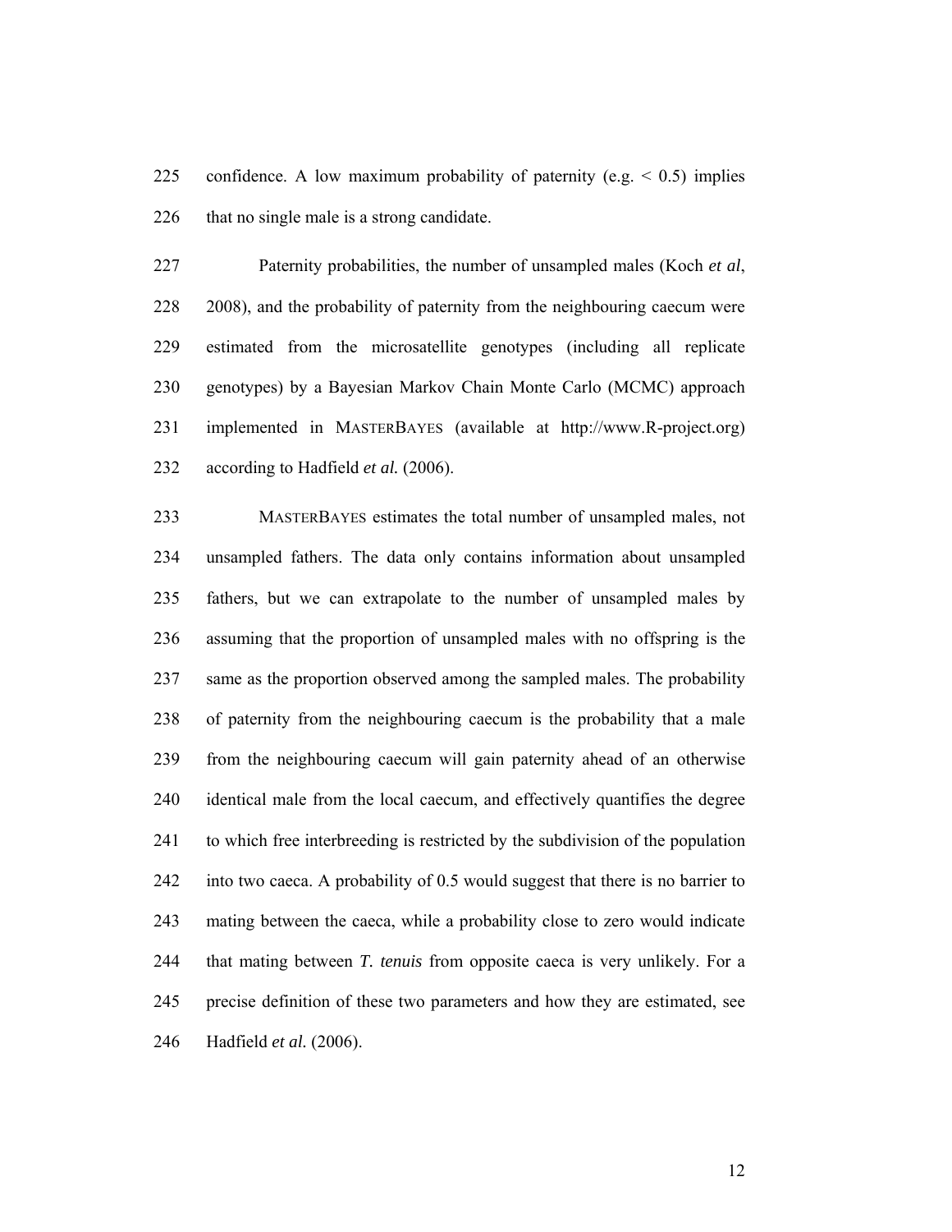confidence. A low maximum probability of paternity (e.g. < 0.5) implies that no single male is a strong candidate.

Paternity probabilities, the number of unsampled males (Koch *et al*, 2008), and the probability of paternity from the neighbouring caecum were estimated from the microsatellite genotypes (including all replicate genotypes) by a Bayesian Markov Chain Monte Carlo (MCMC) approach implemented in MASTERBAYES (available at http://www.R-project.org) according to Hadfield *et al.* (2006).

MASTERBAYES estimates the total number of unsampled males, not unsampled fathers. The data only contains information about unsampled fathers, but we can extrapolate to the number of unsampled males by assuming that the proportion of unsampled males with no offspring is the same as the proportion observed among the sampled males. The probability of paternity from the neighbouring caecum is the probability that a male from the neighbouring caecum will gain paternity ahead of an otherwise identical male from the local caecum, and effectively quantifies the degree to which free interbreeding is restricted by the subdivision of the population into two caeca. A probability of 0.5 would suggest that there is no barrier to mating between the caeca, while a probability close to zero would indicate that mating between *T. tenuis* from opposite caeca is very unlikely. For a precise definition of these two parameters and how they are estimated, see Hadfield *et al.* (2006).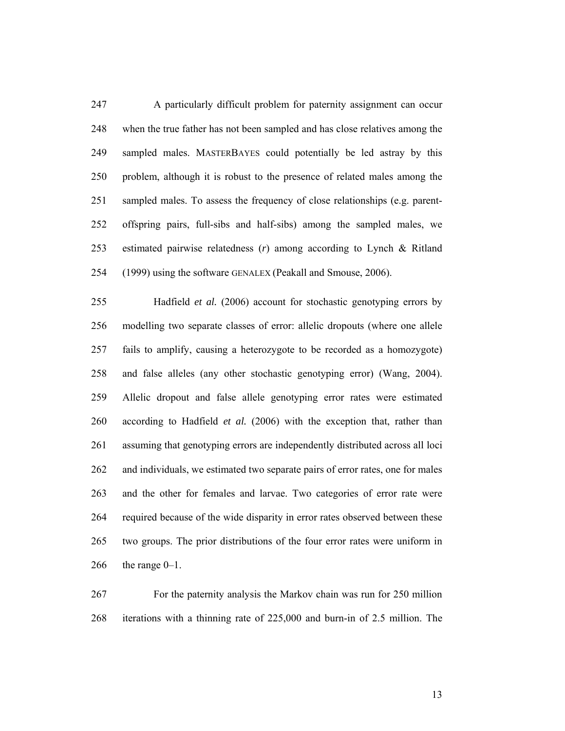A particularly difficult problem for paternity assignment can occur when the true father has not been sampled and has close relatives among the sampled males. MASTERBAYES could potentially be led astray by this problem, although it is robust to the presence of related males among the sampled males. To assess the frequency of close relationships (e.g. parent-offspring pairs, full-sibs and half-sibs) among the sampled males, we estimated pairwise relatedness ($r$) among according to Lynch & Ritland (1999) using the software GENALEX (Peakall and Smouse, 2006).

Hadfield *et al.* (2006) account for stochastic genotyping errors by modelling two separate classes of error: allelic dropouts (where one allele fails to amplify, causing a heterozygote to be recorded as a homozygote) and false alleles (any other stochastic genotyping error) (Wang, 2004). Allelic dropout and false allele genotyping error rates were estimated according to Hadfield *et al.* (2006) with the exception that, rather than assuming that genotyping errors are independently distributed across all loci and individuals, we estimated two separate pairs of error rates, one for males and the other for females and larvae. Two categories of error rate were required because of the wide disparity in error rates observed between these two groups. The prior distributions of the four error rates were uniform in the range 0–1.

For the paternity analysis the Markov chain was run for 250 million iterations with a thinning rate of 225,000 and burn-in of 2.5 million. The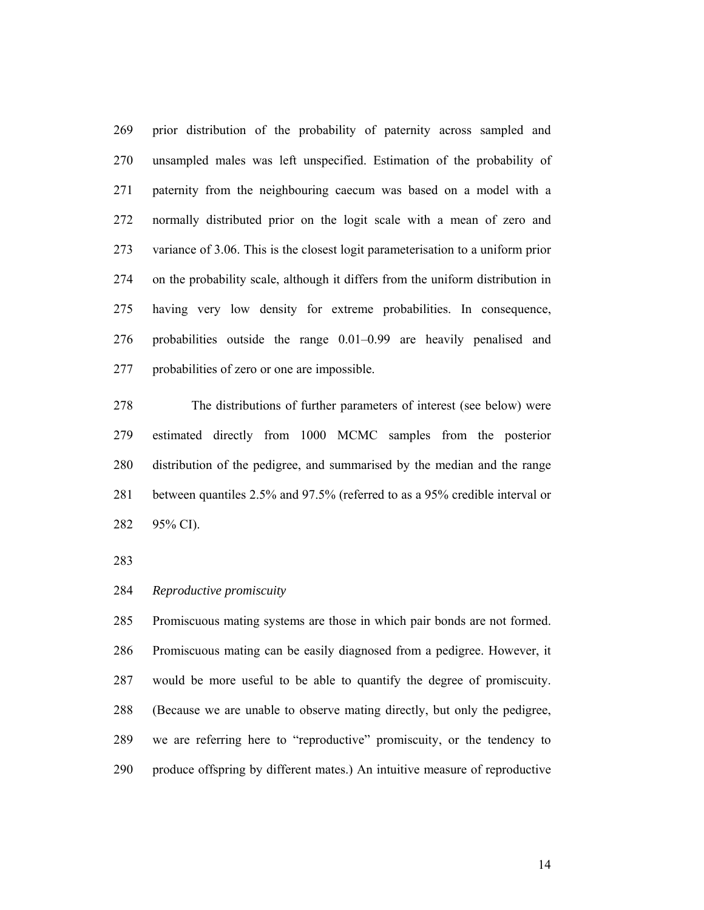prior distribution of the probability of paternity across sampled and unsampled males was left unspecified. Estimation of the probability of paternity from the neighbouring caecum was based on a model with a normally distributed prior on the logit scale with a mean of zero and variance of 3.06. This is the closest logit parameterisation to a uniform prior on the probability scale, although it differs from the uniform distribution in having very low density for extreme probabilities. In consequence, probabilities outside the range 0.01–0.99 are heavily penalised and probabilities of zero or one are impossible.

The distributions of further parameters of interest (see below) were estimated directly from 1000 MCMC samples from the posterior distribution of the pedigree, and summarised by the median and the range between quantiles 2.5% and 97.5% (referred to as a 95% credible interval or 95% CI).

*Reproductive promiscuity*

Promiscuous mating systems are those in which pair bonds are not formed. Promiscuous mating can be easily diagnosed from a pedigree. However, it would be more useful to be able to quantify the degree of promiscuity. (Because we are unable to observe mating directly, but only the pedigree, we are referring here to "reproductive" promiscuity, or the tendency to produce offspring by different mates.) An intuitive measure of reproductive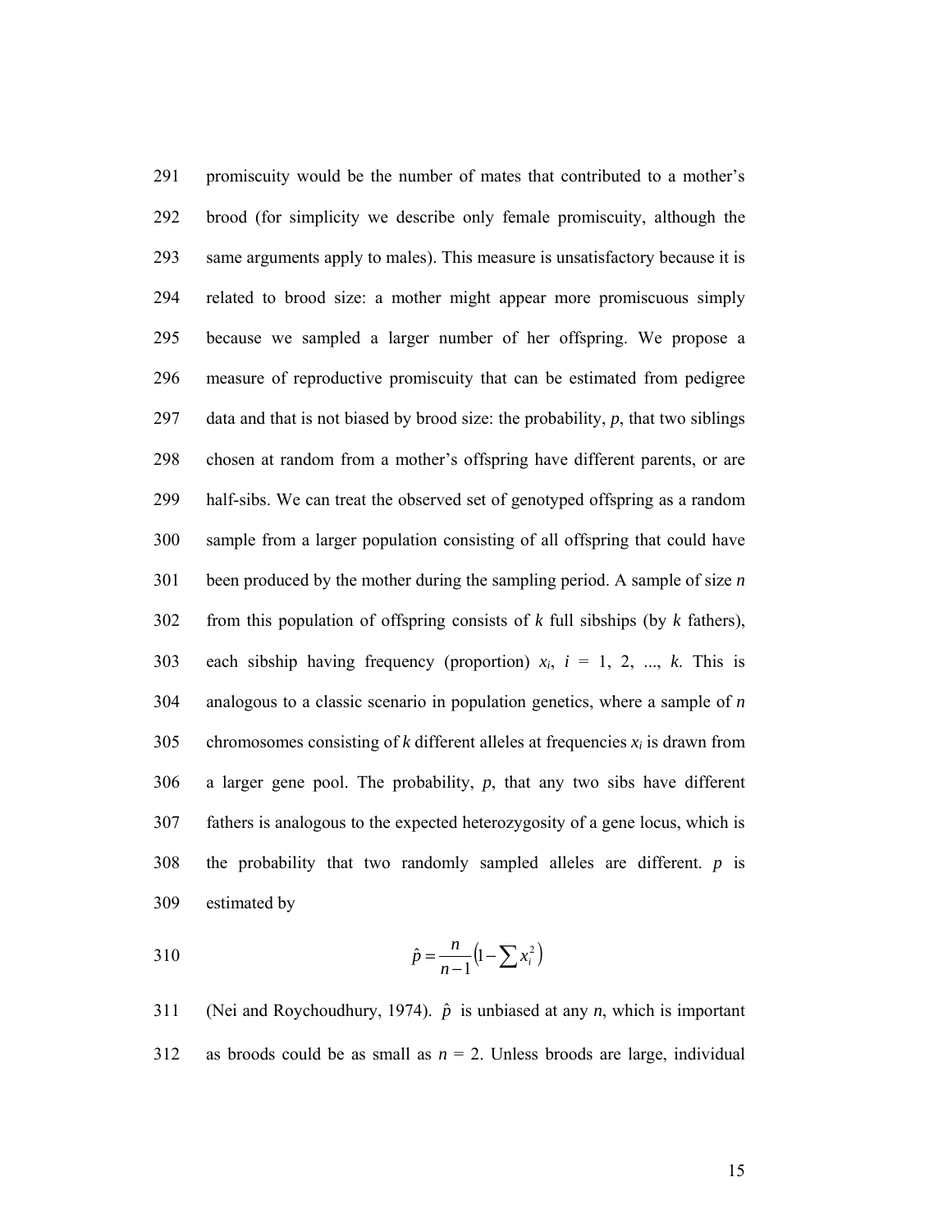promiscuity would be the number of mates that contributed to a mother's brood (for simplicity we describe only female promiscuity, although the same arguments apply to males). This measure is unsatisfactory because it is related to brood size: a mother might appear more promiscuous simply because we sampled a larger number of her offspring. We propose a measure of reproductive promiscuity that can be estimated from pedigree data and that is not biased by brood size: the probability, $p$, that two siblings chosen at random from a mother's offspring have different parents, or are half-sibs. We can treat the observed set of genotyped offspring as a random sample from a larger population consisting of all offspring that could have been produced by the mother during the sampling period. A sample of size $n$ from this population of offspring consists of $k$ full sibships (by $k$ fathers), each sibship having frequency (proportion) $x_i$, $i$ = 1, 2, ..., $k$. This is analogous to a classic scenario in population genetics, where a sample of $n$ chromosomes consisting of $k$ different alleles at frequencies $x_i$ is drawn from a larger gene pool. The probability, $p$, that any two sibs have different fathers is analogous to the expected heterozygosity of a gene locus, which is the probability that two randomly sampled alleles are different. $p$ is estimated by

$$\hat{p} = \frac{n}{n-1}\left(1 - \sum x_i^2\right)$$

(Nei and Roychoudhury, 1974). $\hat{p}$ is unbiased at any $n$, which is important as broods could be as small as $n$ = 2. Unless broods are large, individual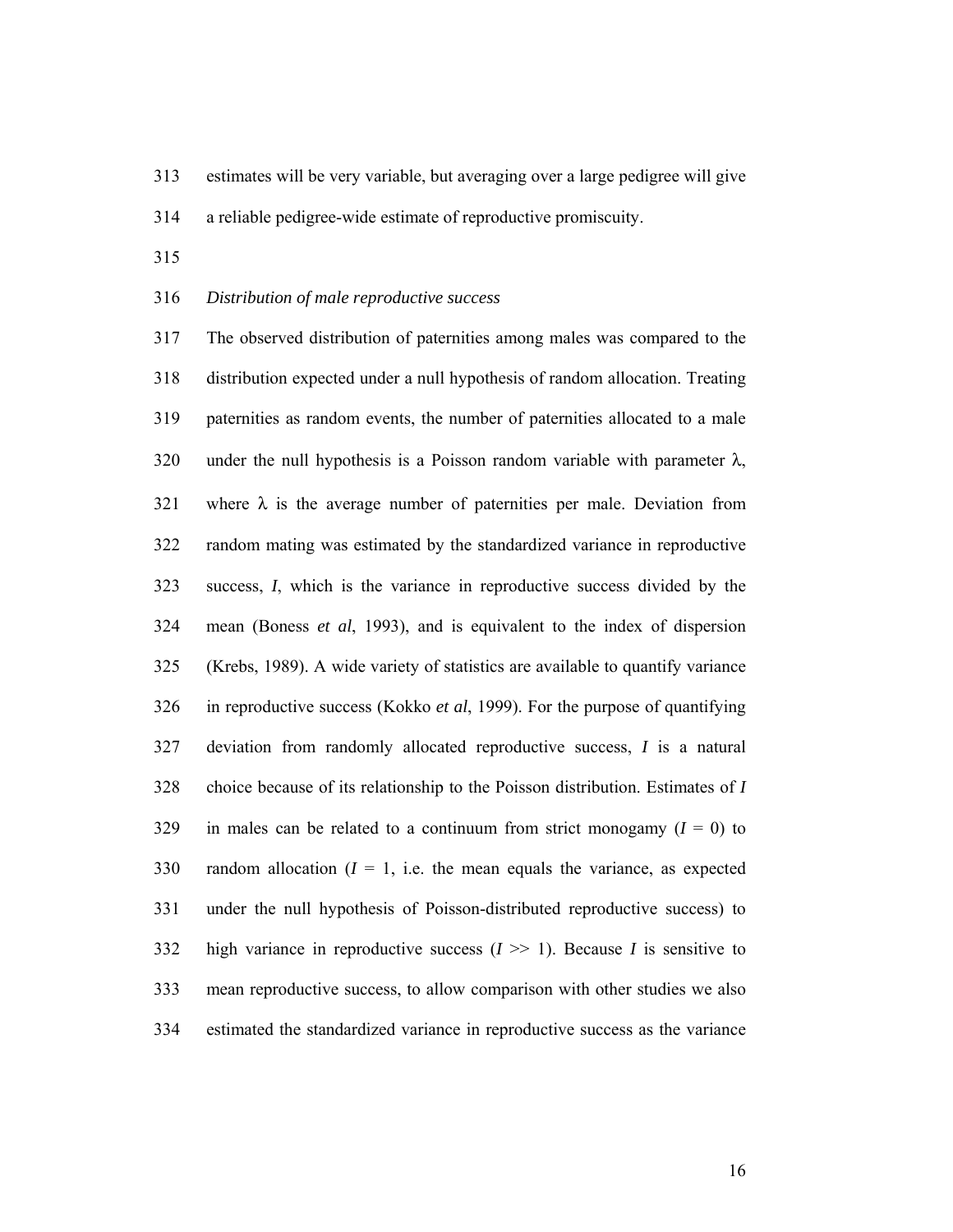estimates will be very variable, but averaging over a large pedigree will give a reliable pedigree-wide estimate of reproductive promiscuity.

*Distribution of male reproductive success*

The observed distribution of paternities among males was compared to the distribution expected under a null hypothesis of random allocation. Treating paternities as random events, the number of paternities allocated to a male under the null hypothesis is a Poisson random variable with parameter $\lambda$, where $\lambda$ is the average number of paternities per male. Deviation from random mating was estimated by the standardized variance in reproductive success, $I$, which is the variance in reproductive success divided by the mean (Boness *et al*, 1993), and is equivalent to the index of dispersion (Krebs, 1989). A wide variety of statistics are available to quantify variance in reproductive success (Kokko *et al*, 1999). For the purpose of quantifying deviation from randomly allocated reproductive success, $I$ is a natural choice because of its relationship to the Poisson distribution. Estimates of $I$ in males can be related to a continuum from strict monogamy ($I = 0$) to random allocation ($I = 1$, i.e. the mean equals the variance, as expected under the null hypothesis of Poisson-distributed reproductive success) to high variance in reproductive success ($I >> 1$). Because $I$ is sensitive to mean reproductive success, to allow comparison with other studies we also estimated the standardized variance in reproductive success as the variance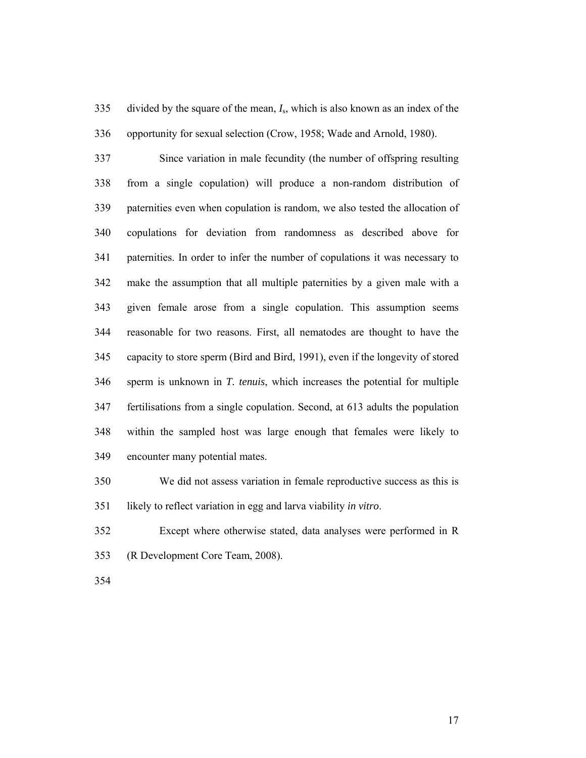divided by the square of the mean, $I_s$, which is also known as an index of the opportunity for sexual selection (Crow, 1958; Wade and Arnold, 1980).

Since variation in male fecundity (the number of offspring resulting from a single copulation) will produce a non-random distribution of paternities even when copulation is random, we also tested the allocation of copulations for deviation from randomness as described above for paternities. In order to infer the number of copulations it was necessary to make the assumption that all multiple paternities by a given male with a given female arose from a single copulation. This assumption seems reasonable for two reasons. First, all nematodes are thought to have the capacity to store sperm (Bird and Bird, 1991), even if the longevity of stored sperm is unknown in *T. tenuis*, which increases the potential for multiple fertilisations from a single copulation. Second, at 613 adults the population within the sampled host was large enough that females were likely to encounter many potential mates.

We did not assess variation in female reproductive success as this is likely to reflect variation in egg and larva viability *in vitro*.

Except where otherwise stated, data analyses were performed in R (R Development Core Team, 2008).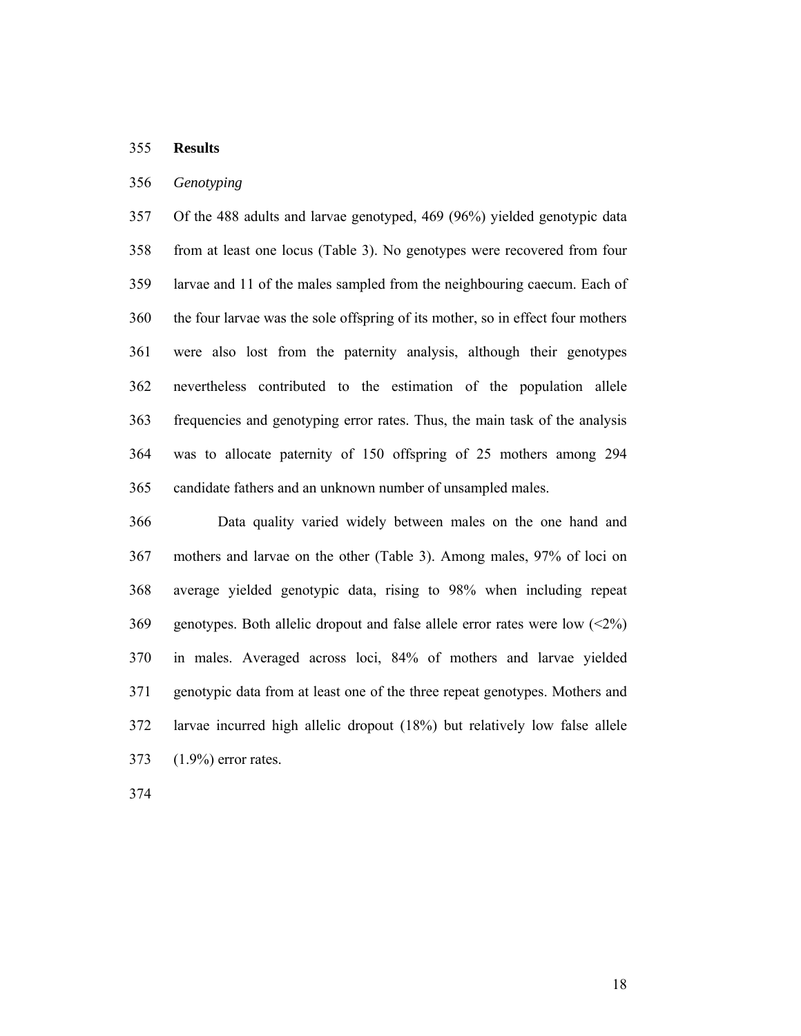## Results

### *Genotyping*

Of the 488 adults and larvae genotyped, 469 (96%) yielded genotypic data from at least one locus (Table 3). No genotypes were recovered from four larvae and 11 of the males sampled from the neighbouring caecum. Each of the four larvae was the sole offspring of its mother, so in effect four mothers were also lost from the paternity analysis, although their genotypes nevertheless contributed to the estimation of the population allele frequencies and genotyping error rates. Thus, the main task of the analysis was to allocate paternity of 150 offspring of 25 mothers among 294 candidate fathers and an unknown number of unsampled males.

Data quality varied widely between males on the one hand and mothers and larvae on the other (Table 3). Among males, 97% of loci on average yielded genotypic data, rising to 98% when including repeat genotypes. Both allelic dropout and false allele error rates were low (<2%) in males. Averaged across loci, 84% of mothers and larvae yielded genotypic data from at least one of the three repeat genotypes. Mothers and larvae incurred high allelic dropout (18%) but relatively low false allele (1.9%) error rates.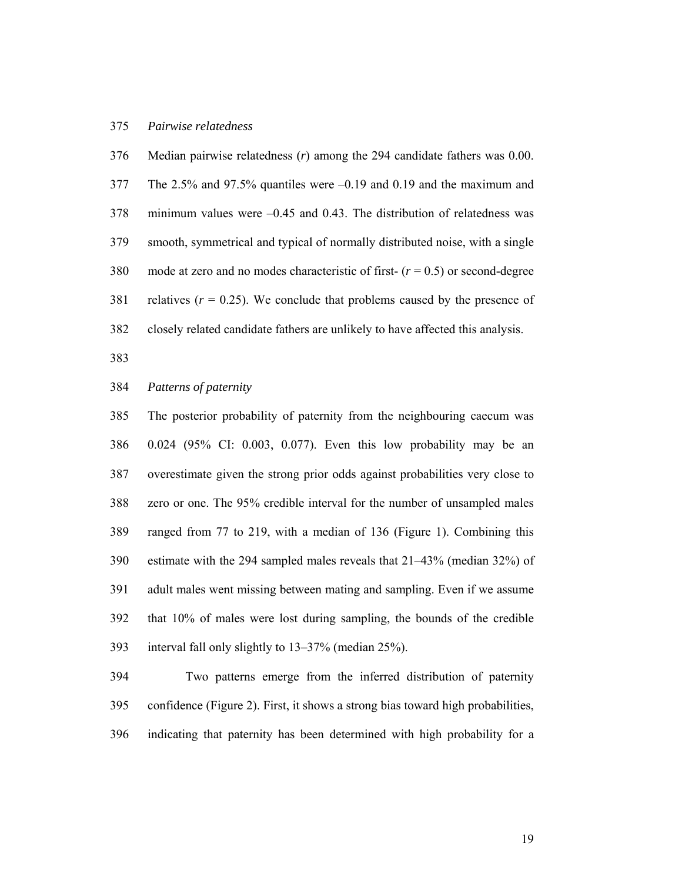*Pairwise relatedness*

Median pairwise relatedness ($r$) among the 294 candidate fathers was 0.00. The 2.5% and 97.5% quantiles were –0.19 and 0.19 and the maximum and minimum values were –0.45 and 0.43. The distribution of relatedness was smooth, symmetrical and typical of normally distributed noise, with a single mode at zero and no modes characteristic of first- ($r = 0.5$) or second-degree relatives ($r = 0.25$). We conclude that problems caused by the presence of closely related candidate fathers are unlikely to have affected this analysis.

*Patterns of paternity*

The posterior probability of paternity from the neighbouring caecum was 0.024 (95% CI: 0.003, 0.077). Even this low probability may be an overestimate given the strong prior odds against probabilities very close to zero or one. The 95% credible interval for the number of unsampled males ranged from 77 to 219, with a median of 136 (Figure 1). Combining this estimate with the 294 sampled males reveals that 21–43% (median 32%) of adult males went missing between mating and sampling. Even if we assume that 10% of males were lost during sampling, the bounds of the credible interval fall only slightly to 13–37% (median 25%).

Two patterns emerge from the inferred distribution of paternity confidence (Figure 2). First, it shows a strong bias toward high probabilities, indicating that paternity has been determined with high probability for a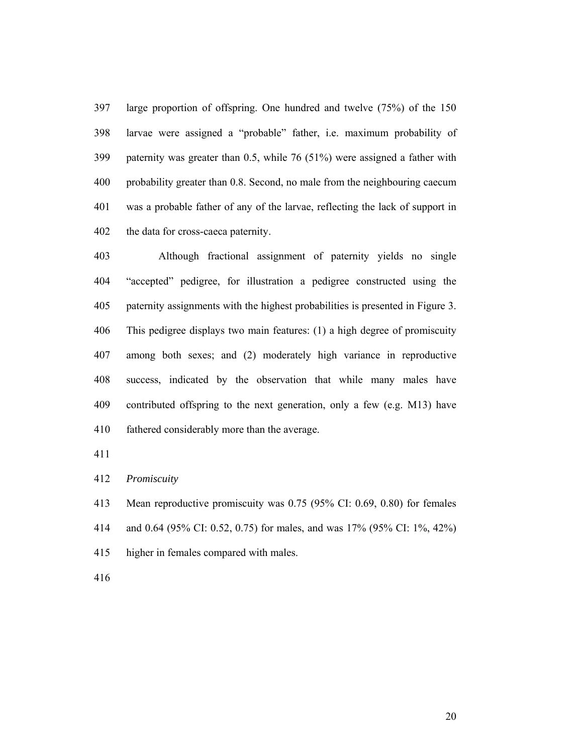large proportion of offspring. One hundred and twelve (75%) of the 150 larvae were assigned a "probable" father, i.e. maximum probability of paternity was greater than 0.5, while 76 (51%) were assigned a father with probability greater than 0.8. Second, no male from the neighbouring caecum was a probable father of any of the larvae, reflecting the lack of support in the data for cross-caeca paternity.

Although fractional assignment of paternity yields no single "accepted" pedigree, for illustration a pedigree constructed using the paternity assignments with the highest probabilities is presented in Figure 3. This pedigree displays two main features: (1) a high degree of promiscuity among both sexes; and (2) moderately high variance in reproductive success, indicated by the observation that while many males have contributed offspring to the next generation, only a few (e.g. M13) have fathered considerably more than the average.

*Promiscuity*

Mean reproductive promiscuity was 0.75 (95% CI: 0.69, 0.80) for females and 0.64 (95% CI: 0.52, 0.75) for males, and was 17% (95% CI: 1%, 42%) higher in females compared with males.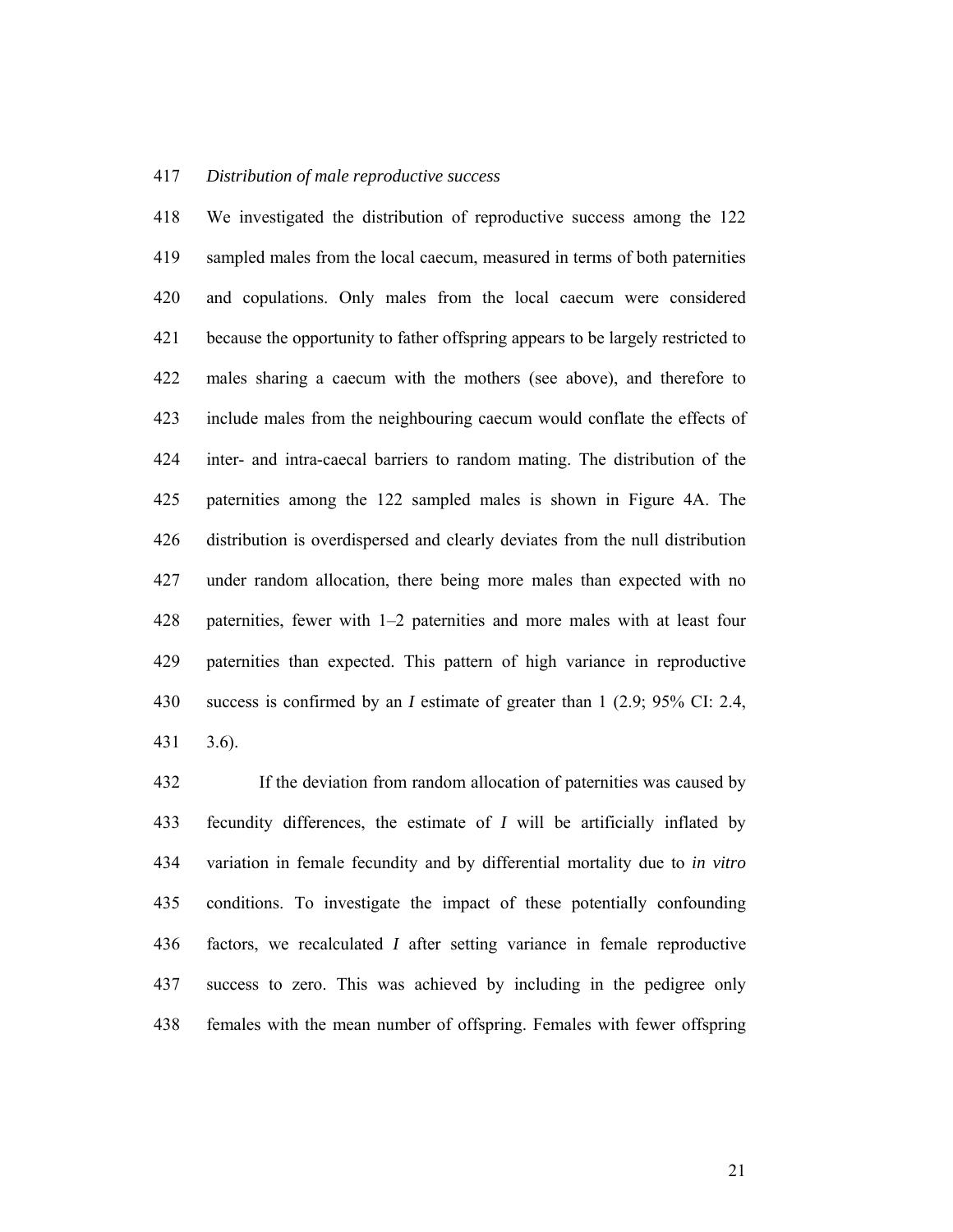*Distribution of male reproductive success*

We investigated the distribution of reproductive success among the 122 sampled males from the local caecum, measured in terms of both paternities and copulations. Only males from the local caecum were considered because the opportunity to father offspring appears to be largely restricted to males sharing a caecum with the mothers (see above), and therefore to include males from the neighbouring caecum would conflate the effects of inter- and intra-caecal barriers to random mating. The distribution of the paternities among the 122 sampled males is shown in Figure 4A. The distribution is overdispersed and clearly deviates from the null distribution under random allocation, there being more males than expected with no paternities, fewer with 1–2 paternities and more males with at least four paternities than expected. This pattern of high variance in reproductive success is confirmed by an $I$ estimate of greater than 1 (2.9; 95% CI: 2.4, 3.6).

If the deviation from random allocation of paternities was caused by fecundity differences, the estimate of $I$ will be artificially inflated by variation in female fecundity and by differential mortality due to *in vitro* conditions. To investigate the impact of these potentially confounding factors, we recalculated $I$ after setting variance in female reproductive success to zero. This was achieved by including in the pedigree only females with the mean number of offspring. Females with fewer offspring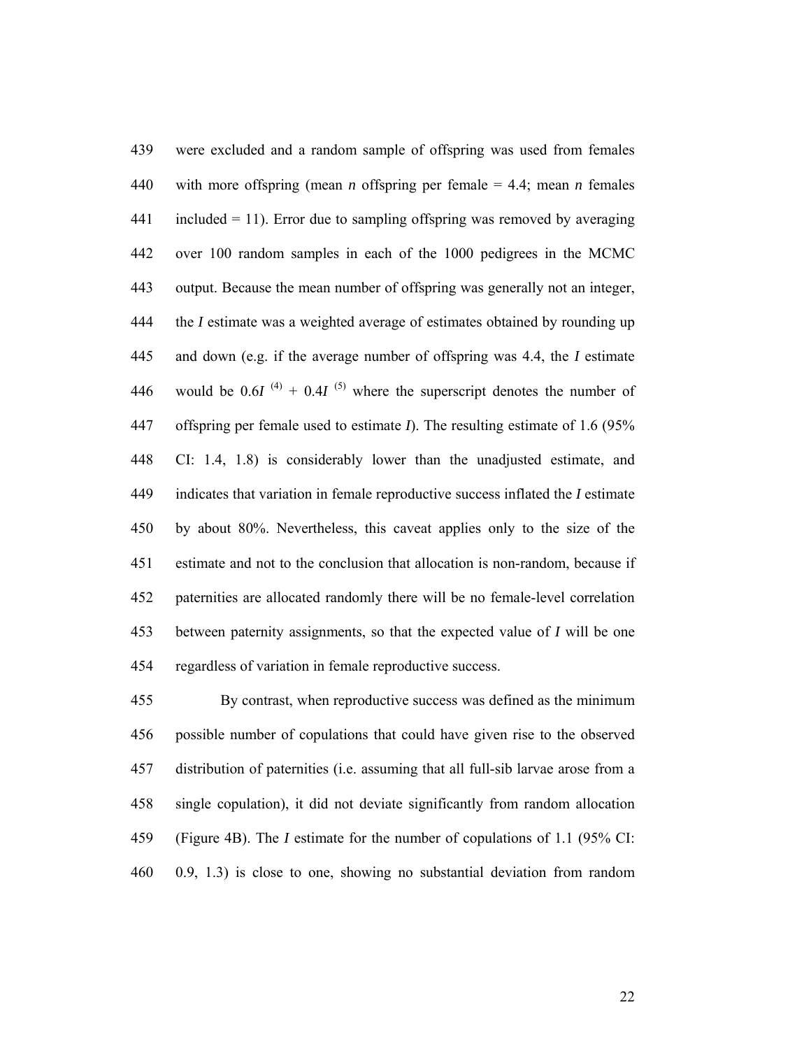were excluded and a random sample of offspring was used from females with more offspring (mean $n$ offspring per female = 4.4; mean $n$ females included = 11). Error due to sampling offspring was removed by averaging over 100 random samples in each of the 1000 pedigrees in the MCMC output. Because the mean number of offspring was generally not an integer, the $I$ estimate was a weighted average of estimates obtained by rounding up and down (e.g. if the average number of offspring was 4.4, the $I$ estimate would be $0.6I^{(4)} + 0.4I^{(5)}$ where the superscript denotes the number of offspring per female used to estimate $I$). The resulting estimate of 1.6 (95% CI: 1.4, 1.8) is considerably lower than the unadjusted estimate, and indicates that variation in female reproductive success inflated the $I$ estimate by about 80%. Nevertheless, this caveat applies only to the size of the estimate and not to the conclusion that allocation is non-random, because if paternities are allocated randomly there will be no female-level correlation between paternity assignments, so that the expected value of $I$ will be one regardless of variation in female reproductive success.

By contrast, when reproductive success was defined as the minimum possible number of copulations that could have given rise to the observed distribution of paternities (i.e. assuming that all full-sib larvae arose from a single copulation), it did not deviate significantly from random allocation (Figure 4B). The $I$ estimate for the number of copulations of 1.1 (95% CI: 0.9, 1.3) is close to one, showing no substantial deviation from random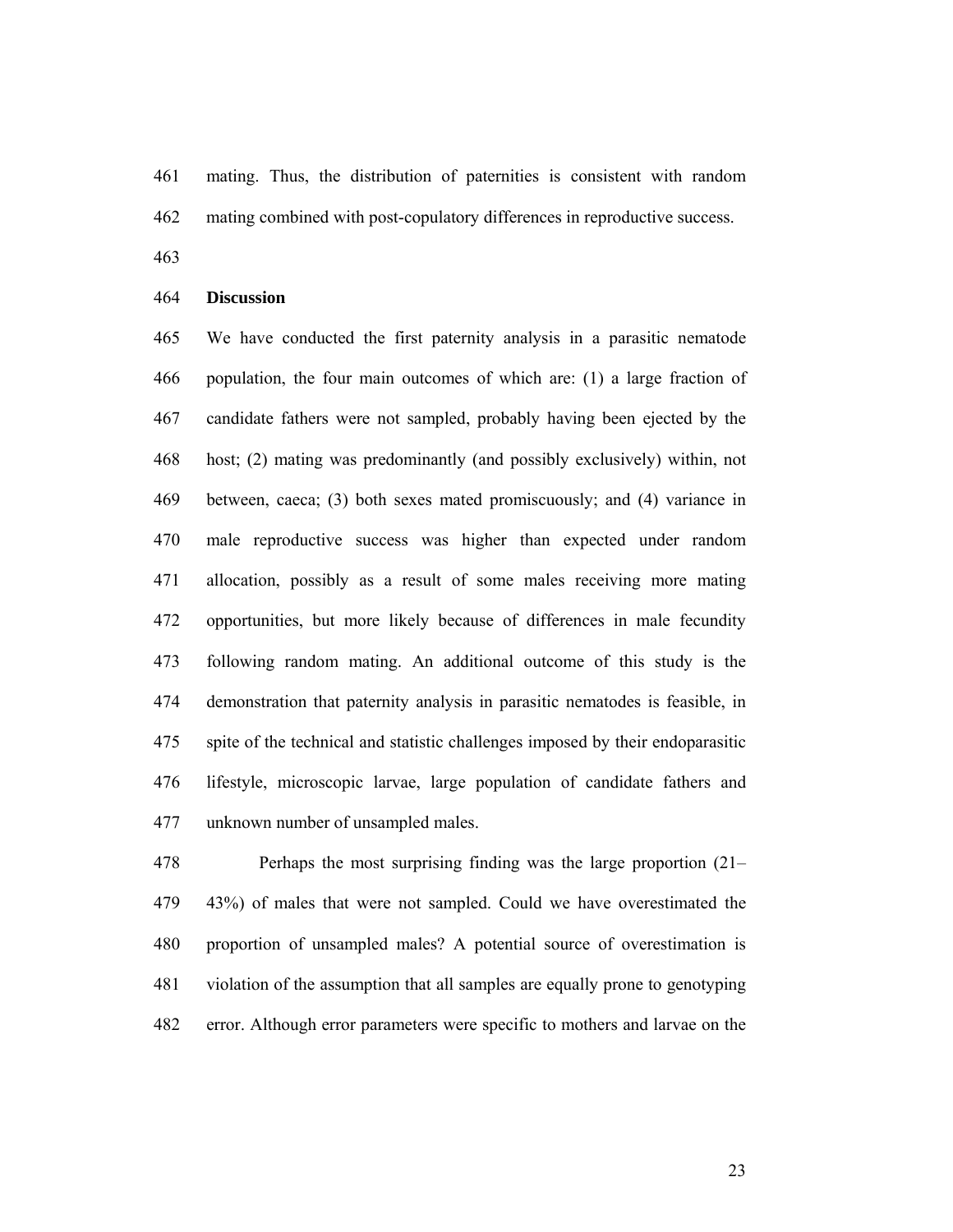mating. Thus, the distribution of paternities is consistent with random mating combined with post-copulatory differences in reproductive success.

## Discussion

We have conducted the first paternity analysis in a parasitic nematode population, the four main outcomes of which are: (1) a large fraction of candidate fathers were not sampled, probably having been ejected by the host; (2) mating was predominantly (and possibly exclusively) within, not between, caeca; (3) both sexes mated promiscuously; and (4) variance in male reproductive success was higher than expected under random allocation, possibly as a result of some males receiving more mating opportunities, but more likely because of differences in male fecundity following random mating. An additional outcome of this study is the demonstration that paternity analysis in parasitic nematodes is feasible, in spite of the technical and statistic challenges imposed by their endoparasitic lifestyle, microscopic larvae, large population of candidate fathers and unknown number of unsampled males.

Perhaps the most surprising finding was the large proportion (21–43%) of males that were not sampled. Could we have overestimated the proportion of unsampled males? A potential source of overestimation is violation of the assumption that all samples are equally prone to genotyping error. Although error parameters were specific to mothers and larvae on the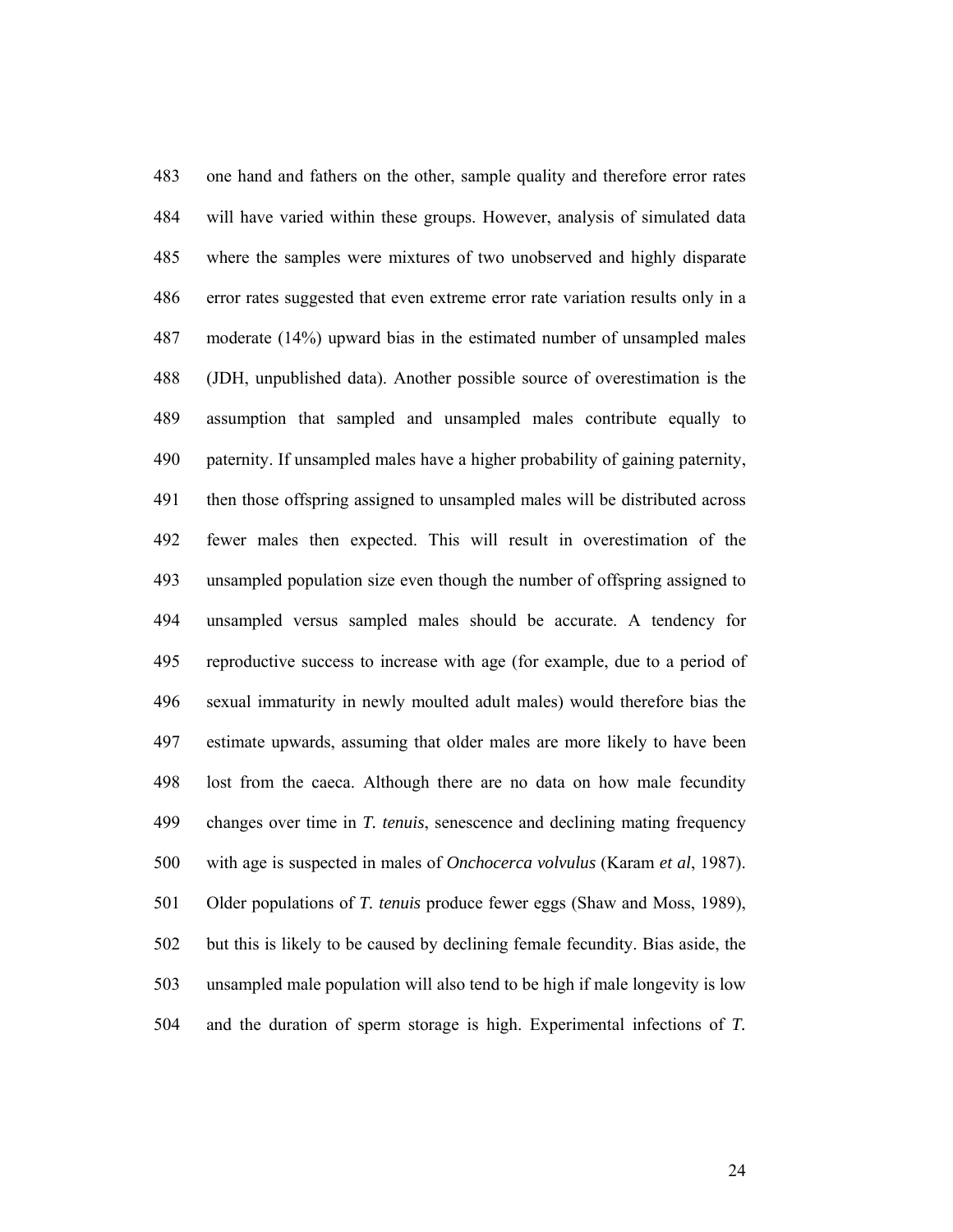one hand and fathers on the other, sample quality and therefore error rates will have varied within these groups. However, analysis of simulated data where the samples were mixtures of two unobserved and highly disparate error rates suggested that even extreme error rate variation results only in a moderate (14%) upward bias in the estimated number of unsampled males (JDH, unpublished data). Another possible source of overestimation is the assumption that sampled and unsampled males contribute equally to paternity. If unsampled males have a higher probability of gaining paternity, then those offspring assigned to unsampled males will be distributed across fewer males then expected. This will result in overestimation of the unsampled population size even though the number of offspring assigned to unsampled versus sampled males should be accurate. A tendency for reproductive success to increase with age (for example, due to a period of sexual immaturity in newly moulted adult males) would therefore bias the estimate upwards, assuming that older males are more likely to have been lost from the caeca. Although there are no data on how male fecundity changes over time in *T. tenuis*, senescence and declining mating frequency with age is suspected in males of *Onchocerca volvulus* (Karam *et al*, 1987). Older populations of *T. tenuis* produce fewer eggs (Shaw and Moss, 1989), but this is likely to be caused by declining female fecundity. Bias aside, the unsampled male population will also tend to be high if male longevity is low and the duration of sperm storage is high. Experimental infections of *T.*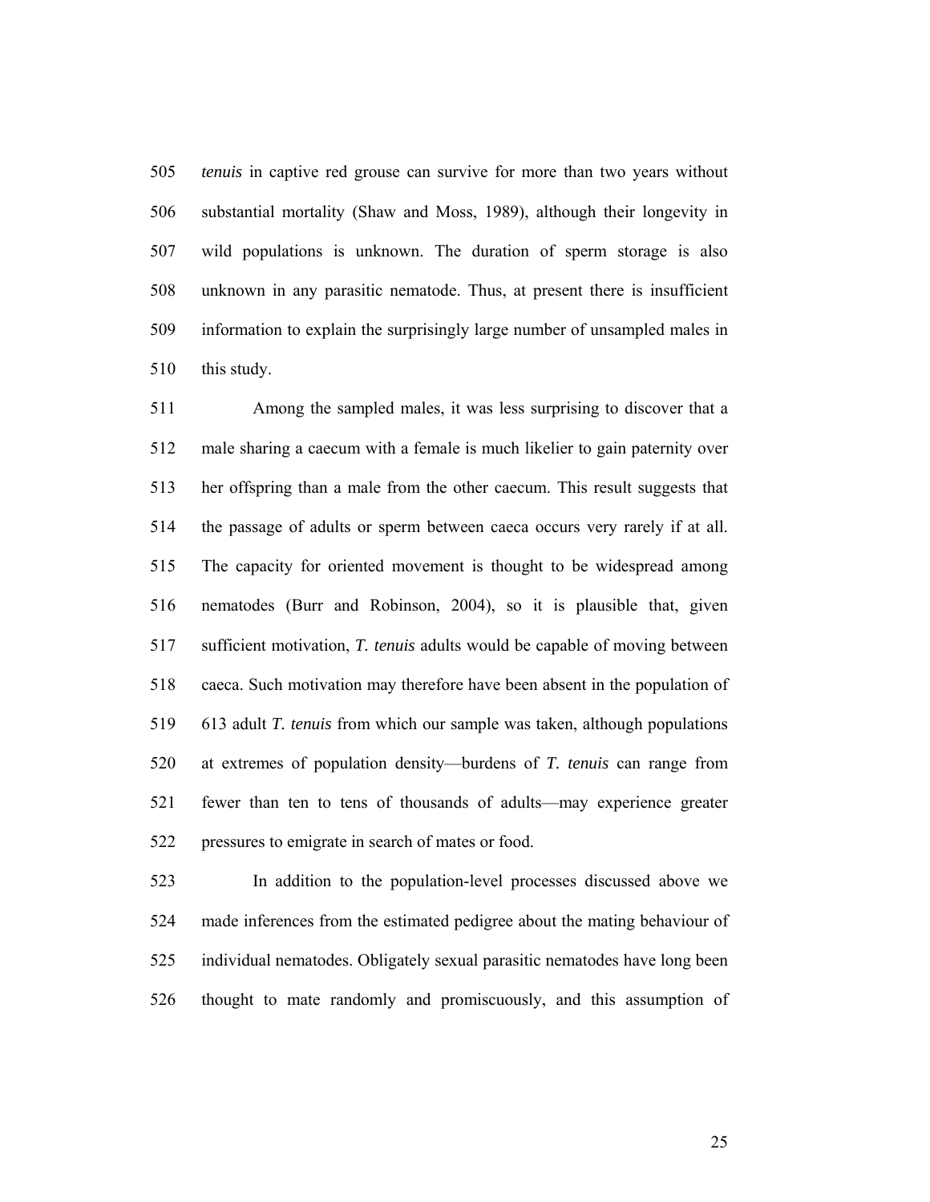*tenuis* in captive red grouse can survive for more than two years without substantial mortality (Shaw and Moss, 1989), although their longevity in wild populations is unknown. The duration of sperm storage is also unknown in any parasitic nematode. Thus, at present there is insufficient information to explain the surprisingly large number of unsampled males in this study.

Among the sampled males, it was less surprising to discover that a male sharing a caecum with a female is much likelier to gain paternity over her offspring than a male from the other caecum. This result suggests that the passage of adults or sperm between caeca occurs very rarely if at all. The capacity for oriented movement is thought to be widespread among nematodes (Burr and Robinson, 2004), so it is plausible that, given sufficient motivation, *T. tenuis* adults would be capable of moving between caeca. Such motivation may therefore have been absent in the population of 613 adult *T. tenuis* from which our sample was taken, although populations at extremes of population density—burdens of *T. tenuis* can range from fewer than ten to tens of thousands of adults—may experience greater pressures to emigrate in search of mates or food.

In addition to the population-level processes discussed above we made inferences from the estimated pedigree about the mating behaviour of individual nematodes. Obligately sexual parasitic nematodes have long been thought to mate randomly and promiscuously, and this assumption of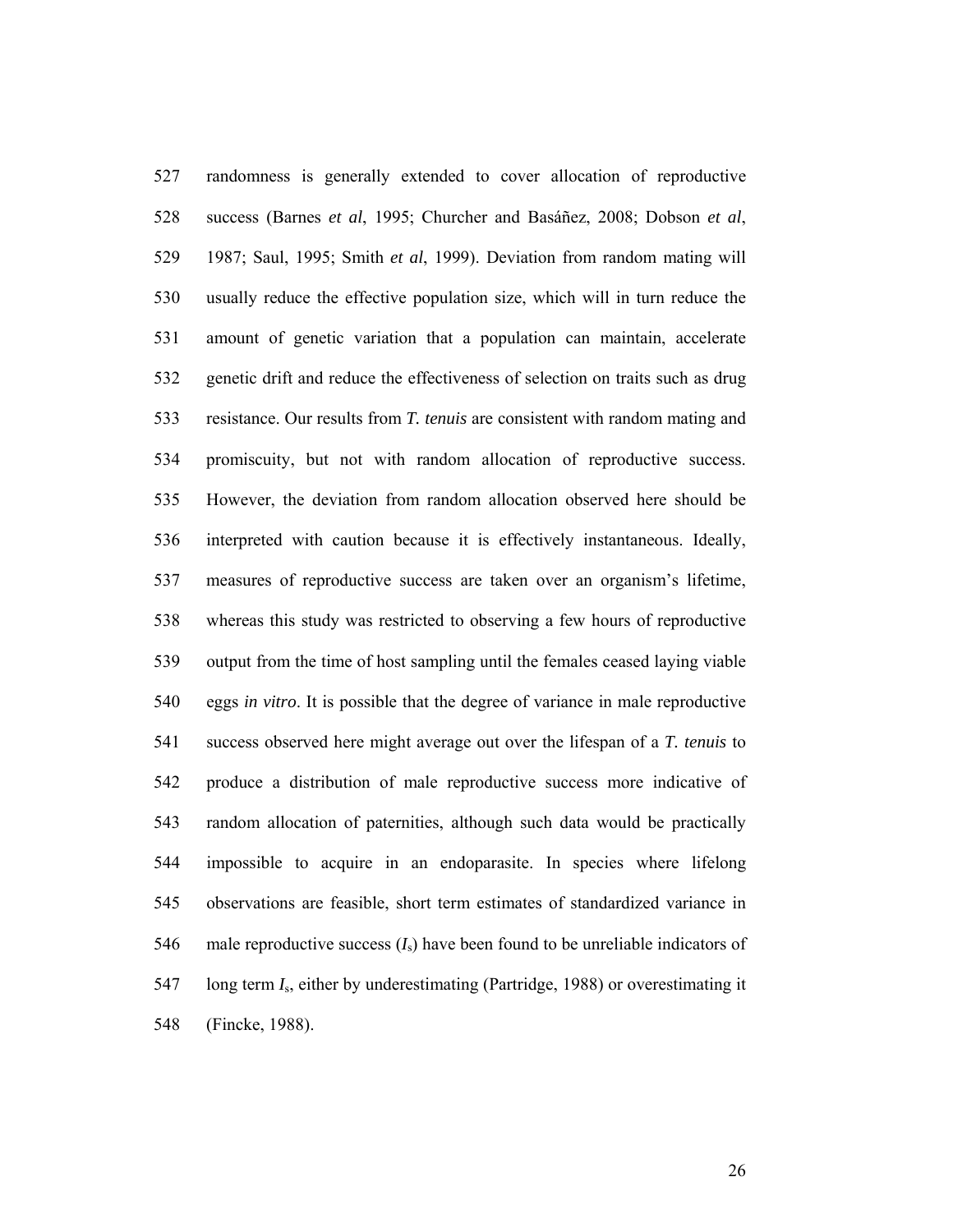randomness is generally extended to cover allocation of reproductive success (Barnes *et al*, 1995; Churcher and Basáñez, 2008; Dobson *et al*, 1987; Saul, 1995; Smith *et al*, 1999). Deviation from random mating will usually reduce the effective population size, which will in turn reduce the amount of genetic variation that a population can maintain, accelerate genetic drift and reduce the effectiveness of selection on traits such as drug resistance. Our results from ***T. tenuis*** are consistent with random mating and promiscuity, but not with random allocation of reproductive success. However, the deviation from random allocation observed here should be interpreted with caution because it is effectively instantaneous. Ideally, measures of reproductive success are taken over an organism's lifetime, whereas this study was restricted to observing a few hours of reproductive output from the time of host sampling until the females ceased laying viable eggs *in vitro*. It is possible that the degree of variance in male reproductive success observed here might average out over the lifespan of a ***T. tenuis*** to produce a distribution of male reproductive success more indicative of random allocation of paternities, although such data would be practically impossible to acquire in an endoparasite. In species where lifelong observations are feasible, short term estimates of standardized variance in male reproductive success ($I_s$) have been found to be unreliable indicators of long term $I_s$, either by underestimating (Partridge, 1988) or overestimating it (Fincke, 1988).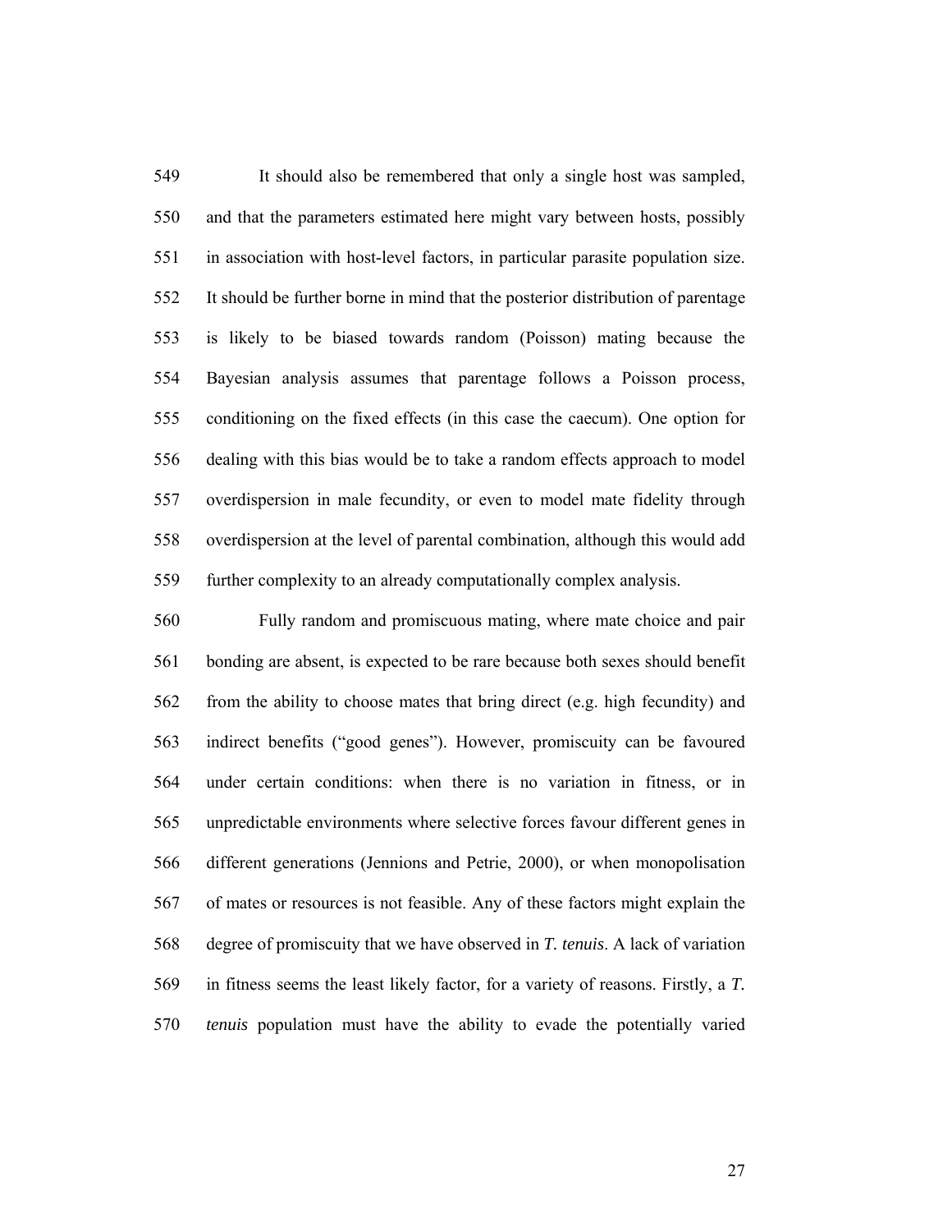It should also be remembered that only a single host was sampled, and that the parameters estimated here might vary between hosts, possibly in association with host-level factors, in particular parasite population size. It should be further borne in mind that the posterior distribution of parentage is likely to be biased towards random (Poisson) mating because the Bayesian analysis assumes that parentage follows a Poisson process, conditioning on the fixed effects (in this case the caecum). One option for dealing with this bias would be to take a random effects approach to model overdispersion in male fecundity, or even to model mate fidelity through overdispersion at the level of parental combination, although this would add further complexity to an already computationally complex analysis.

Fully random and promiscuous mating, where mate choice and pair bonding are absent, is expected to be rare because both sexes should benefit from the ability to choose mates that bring direct (e.g. high fecundity) and indirect benefits ("good genes"). However, promiscuity can be favoured under certain conditions: when there is no variation in fitness, or in unpredictable environments where selective forces favour different genes in different generations (Jennions and Petrie, 2000), or when monopolisation of mates or resources is not feasible. Any of these factors might explain the degree of promiscuity that we have observed in *T. tenuis*. A lack of variation in fitness seems the least likely factor, for a variety of reasons. Firstly, a *T. tenuis* population must have the ability to evade the potentially varied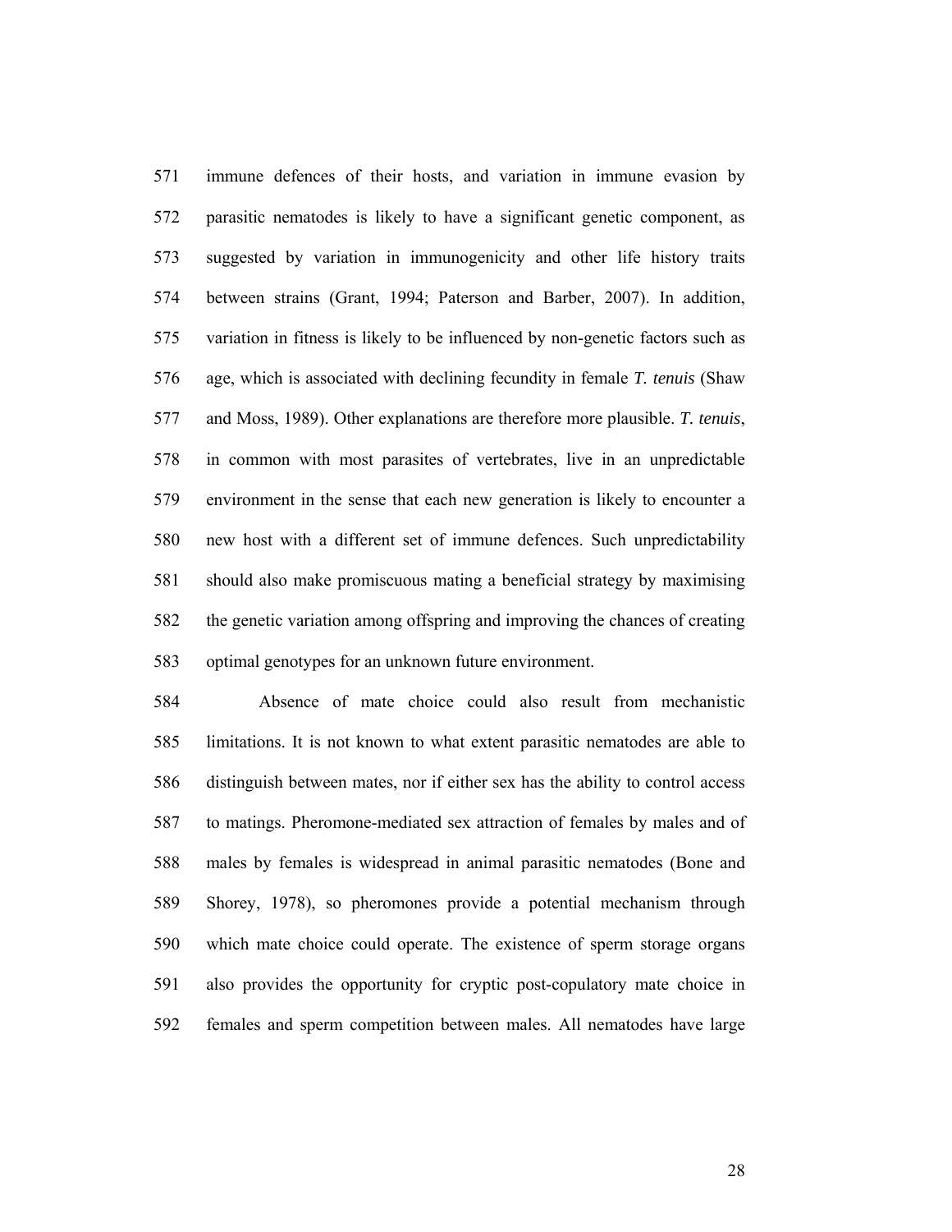immune defences of their hosts, and variation in immune evasion by parasitic nematodes is likely to have a significant genetic component, as suggested by variation in immunogenicity and other life history traits between strains (Grant, 1994; Paterson and Barber, 2007). In addition, variation in fitness is likely to be influenced by non-genetic factors such as age, which is associated with declining fecundity in female *T. tenuis* (Shaw and Moss, 1989). Other explanations are therefore more plausible. *T. tenuis*, in common with most parasites of vertebrates, live in an unpredictable environment in the sense that each new generation is likely to encounter a new host with a different set of immune defences. Such unpredictability should also make promiscuous mating a beneficial strategy by maximising the genetic variation among offspring and improving the chances of creating optimal genotypes for an unknown future environment.

Absence of mate choice could also result from mechanistic limitations. It is not known to what extent parasitic nematodes are able to distinguish between mates, nor if either sex has the ability to control access to matings. Pheromone-mediated sex attraction of females by males and of males by females is widespread in animal parasitic nematodes (Bone and Shorey, 1978), so pheromones provide a potential mechanism through which mate choice could operate. The existence of sperm storage organs also provides the opportunity for cryptic post-copulatory mate choice in females and sperm competition between males. All nematodes have large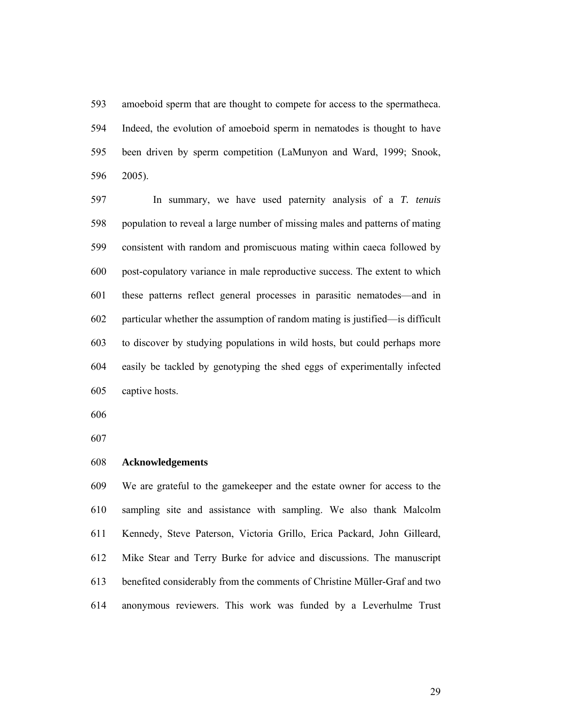amoeboid sperm that are thought to compete for access to the spermatheca. Indeed, the evolution of amoeboid sperm in nematodes is thought to have been driven by sperm competition (LaMunyon and Ward, 1999; Snook, 2005).

In summary, we have used paternity analysis of a *T. tenuis* population to reveal a large number of missing males and patterns of mating consistent with random and promiscuous mating within caeca followed by post-copulatory variance in male reproductive success. The extent to which these patterns reflect general processes in parasitic nematodes—and in particular whether the assumption of random mating is justified—is difficult to discover by studying populations in wild hosts, but could perhaps more easily be tackled by genotyping the shed eggs of experimentally infected captive hosts.

## Acknowledgements

We are grateful to the gamekeeper and the estate owner for access to the sampling site and assistance with sampling. We also thank Malcolm Kennedy, Steve Paterson, Victoria Grillo, Erica Packard, John Gilleard, Mike Stear and Terry Burke for advice and discussions. The manuscript benefited considerably from the comments of Christine Müller-Graf and two anonymous reviewers. This work was funded by a Leverhulme Trust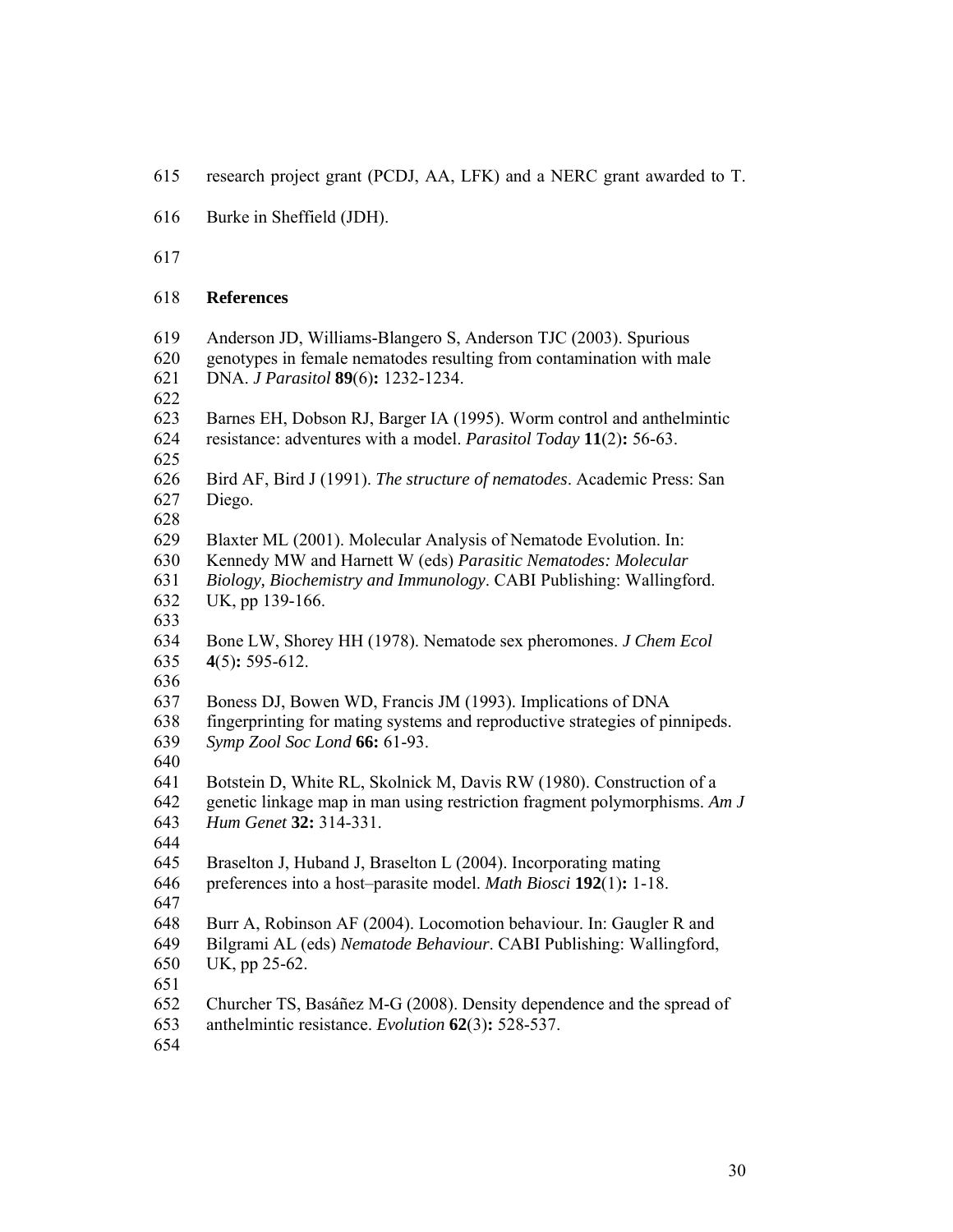research project grant (PCDJ, AA, LFK) and a NERC grant awarded to T. Burke in Sheffield (JDH).

## References

Anderson JD, Williams-Blangero S, Anderson TJC (2003). Spurious genotypes in female nematodes resulting from contamination with male DNA. *J Parasitol* **89**(6)**:** 1232-1234.

Barnes EH, Dobson RJ, Barger IA (1995). Worm control and anthelmintic resistance: adventures with a model. *Parasitol Today* **11**(2)**:** 56-63.

Bird AF, Bird J (1991). *The structure of nematodes*. Academic Press: San Diego.

Blaxter ML (2001). Molecular Analysis of Nematode Evolution. In: Kennedy MW and Harnett W (eds) *Parasitic Nematodes: Molecular Biology, Biochemistry and Immunology*. CABI Publishing: Wallingford. UK, pp 139-166.

Bone LW, Shorey HH (1978). Nematode sex pheromones. *J Chem Ecol* **4**(5)**:** 595-612.

Boness DJ, Bowen WD, Francis JM (1993). Implications of DNA fingerprinting for mating systems and reproductive strategies of pinnipeds. *Symp Zool Soc Lond* **66:** 61-93.

Botstein D, White RL, Skolnick M, Davis RW (1980). Construction of a genetic linkage map in man using restriction fragment polymorphisms. *Am J Hum Genet* **32:** 314-331.

Braselton J, Huband J, Braselton L (2004). Incorporating mating preferences into a host–parasite model. *Math Biosci* **192**(1)**:** 1-18.

Burr A, Robinson AF (2004). Locomotion behaviour. In: Gaugler R and Bilgrami AL (eds) *Nematode Behaviour*. CABI Publishing: Wallingford, UK, pp 25-62.

Churcher TS, Basáñez M-G (2008). Density dependence and the spread of anthelmintic resistance. *Evolution* **62**(3)**:** 528-537.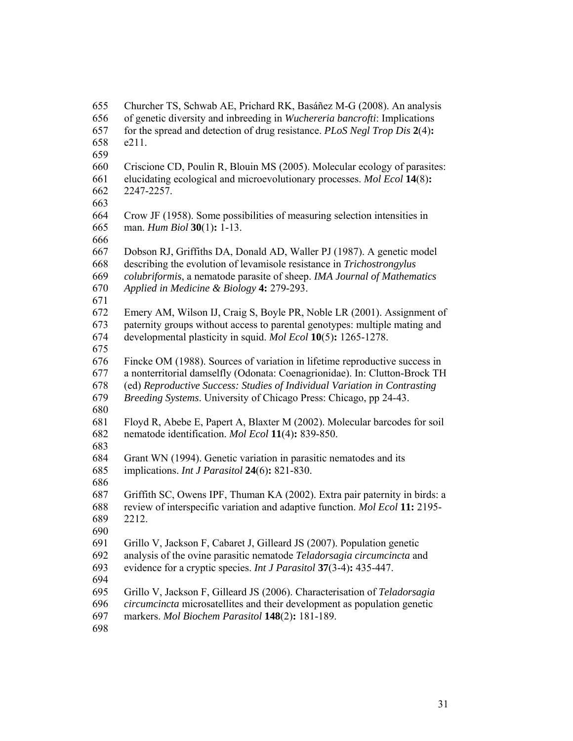Churcher TS, Schwab AE, Prichard RK, Basáñez M-G (2008). An analysis of genetic diversity and inbreeding in *Wuchereria bancrofti*: Implications for the spread and detection of drug resistance. *PLoS Negl Trop Dis* **2**(4)**:** e211.

Criscione CD, Poulin R, Blouin MS (2005). Molecular ecology of parasites: elucidating ecological and microevolutionary processes. *Mol Ecol* **14**(8)**:** 2247-2257.

Crow JF (1958). Some possibilities of measuring selection intensities in man. *Hum Biol* **30**(1)**:** 1-13.

Dobson RJ, Griffiths DA, Donald AD, Waller PJ (1987). A genetic model describing the evolution of levamisole resistance in *Trichostrongylus colubriformis*, a nematode parasite of sheep. *IMA Journal of Mathematics Applied in Medicine & Biology* **4:** 279-293.

Emery AM, Wilson IJ, Craig S, Boyle PR, Noble LR (2001). Assignment of paternity groups without access to parental genotypes: multiple mating and developmental plasticity in squid. *Mol Ecol* **10**(5)**:** 1265-1278.

Fincke OM (1988). Sources of variation in lifetime reproductive success in a nonterritorial damselfly (Odonata: Coenagrionidae). In: Clutton-Brock TH (ed) *Reproductive Success: Studies of Individual Variation in Contrasting Breeding Systems*. University of Chicago Press: Chicago, pp 24-43.

Floyd R, Abebe E, Papert A, Blaxter M (2002). Molecular barcodes for soil nematode identification. *Mol Ecol* **11**(4)**:** 839-850.

Grant WN (1994). Genetic variation in parasitic nematodes and its implications. *Int J Parasitol* **24**(6)**:** 821-830.

Griffith SC, Owens IPF, Thuman KA (2002). Extra pair paternity in birds: a review of interspecific variation and adaptive function. *Mol Ecol* **11:** 2195-2212.

Grillo V, Jackson F, Cabaret J, Gilleard JS (2007). Population genetic analysis of the ovine parasitic nematode *Teladorsagia circumcincta* and evidence for a cryptic species. *Int J Parasitol* **37**(3-4)**:** 435-447.

Grillo V, Jackson F, Gilleard JS (2006). Characterisation of *Teladorsagia circumcincta* microsatellites and their development as population genetic markers. *Mol Biochem Parasitol* **148**(2)**:** 181-189.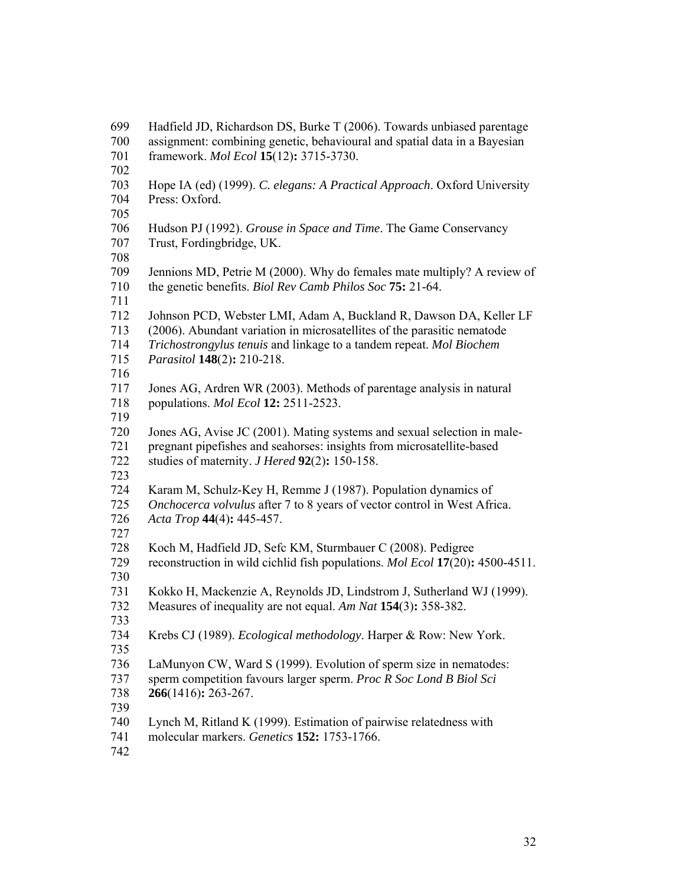Hadfield JD, Richardson DS, Burke T (2006). Towards unbiased parentage assignment: combining genetic, behavioural and spatial data in a Bayesian framework. *Mol Ecol* **15**(12)**:** 3715-3730.

Hope IA (ed) (1999). *C. elegans: A Practical Approach*. Oxford University Press: Oxford.

Hudson PJ (1992). *Grouse in Space and Time*. The Game Conservancy Trust, Fordingbridge, UK.

Jennions MD, Petrie M (2000). Why do females mate multiply? A review of the genetic benefits. *Biol Rev Camb Philos Soc* **75:** 21-64.

Johnson PCD, Webster LMI, Adam A, Buckland R, Dawson DA, Keller LF (2006). Abundant variation in microsatellites of the parasitic nematode *Trichostrongylus tenuis* and linkage to a tandem repeat. *Mol Biochem Parasitol* **148**(2)**:** 210-218.

Jones AG, Ardren WR (2003). Methods of parentage analysis in natural populations. *Mol Ecol* **12:** 2511-2523.

Jones AG, Avise JC (2001). Mating systems and sexual selection in male-pregnant pipefishes and seahorses: insights from microsatellite-based studies of maternity. *J Hered* **92**(2)**:** 150-158.

Karam M, Schulz-Key H, Remme J (1987). Population dynamics of *Onchocerca volvulus* after 7 to 8 years of vector control in West Africa. *Acta Trop* **44**(4)**:** 445-457.

Koch M, Hadfield JD, Sefc KM, Sturmbauer C (2008). Pedigree reconstruction in wild cichlid fish populations. *Mol Ecol* **17**(20)**:** 4500-4511.

Kokko H, Mackenzie A, Reynolds JD, Lindstrom J, Sutherland WJ (1999). Measures of inequality are not equal. *Am Nat* **154**(3)**:** 358-382.

Krebs CJ (1989). *Ecological methodology*. Harper & Row: New York.

LaMunyon CW, Ward S (1999). Evolution of sperm size in nematodes: sperm competition favours larger sperm. *Proc R Soc Lond B Biol Sci* **266**(1416)**:** 263-267.

Lynch M, Ritland K (1999). Estimation of pairwise relatedness with molecular markers. *Genetics* **152:** 1753-1766.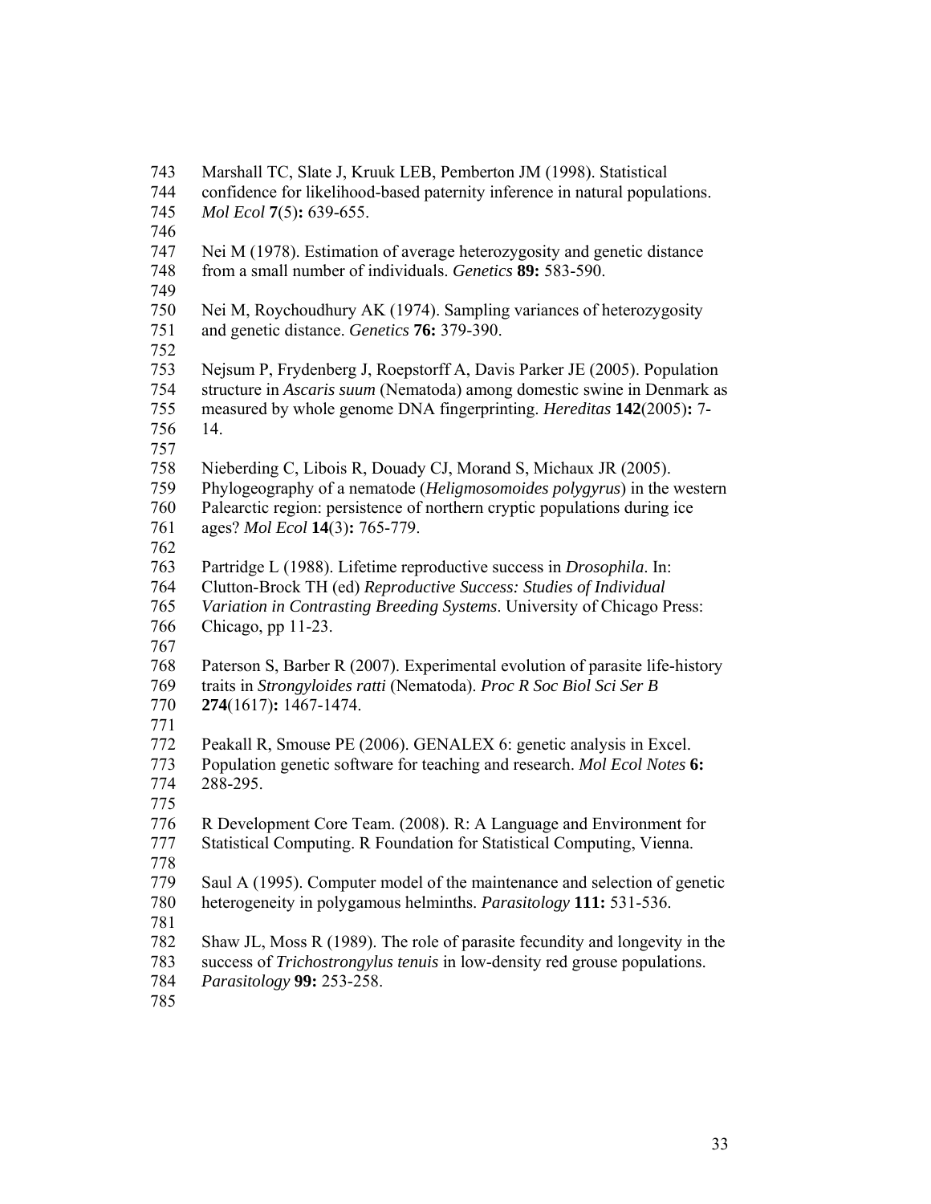Marshall TC, Slate J, Kruuk LEB, Pemberton JM (1998). Statistical confidence for likelihood-based paternity inference in natural populations. *Mol Ecol* **7**(5)**:** 639-655.

Nei M (1978). Estimation of average heterozygosity and genetic distance from a small number of individuals. *Genetics* **89:** 583-590.

Nei M, Roychoudhury AK (1974). Sampling variances of heterozygosity and genetic distance. *Genetics* **76:** 379-390.

Nejsum P, Frydenberg J, Roepstorff A, Davis Parker JE (2005). Population structure in *Ascaris suum* (Nematoda) among domestic swine in Denmark as measured by whole genome DNA fingerprinting. *Hereditas* **142**(2005)**:** 7-14.

Nieberding C, Libois R, Douady CJ, Morand S, Michaux JR (2005). Phylogeography of a nematode (*Heligmosomoides polygyrus*) in the western Palearctic region: persistence of northern cryptic populations during ice ages? *Mol Ecol* **14**(3)**:** 765-779.

Partridge L (1988). Lifetime reproductive success in *Drosophila*. In: Clutton-Brock TH (ed) *Reproductive Success: Studies of Individual Variation in Contrasting Breeding Systems*. University of Chicago Press: Chicago, pp 11-23.

Paterson S, Barber R (2007). Experimental evolution of parasite life-history traits in *Strongyloides ratti* (Nematoda). *Proc R Soc Biol Sci Ser B* **274**(1617)**:** 1467-1474.

Peakall R, Smouse PE (2006). GENALEX 6: genetic analysis in Excel. Population genetic software for teaching and research. *Mol Ecol Notes* **6:** 288-295.

R Development Core Team. (2008). R: A Language and Environment for Statistical Computing. R Foundation for Statistical Computing, Vienna.

Saul A (1995). Computer model of the maintenance and selection of genetic heterogeneity in polygamous helminths. *Parasitology* **111:** 531-536.

Shaw JL, Moss R (1989). The role of parasite fecundity and longevity in the success of *Trichostrongylus tenuis* in low-density red grouse populations. *Parasitology* **99:** 253-258.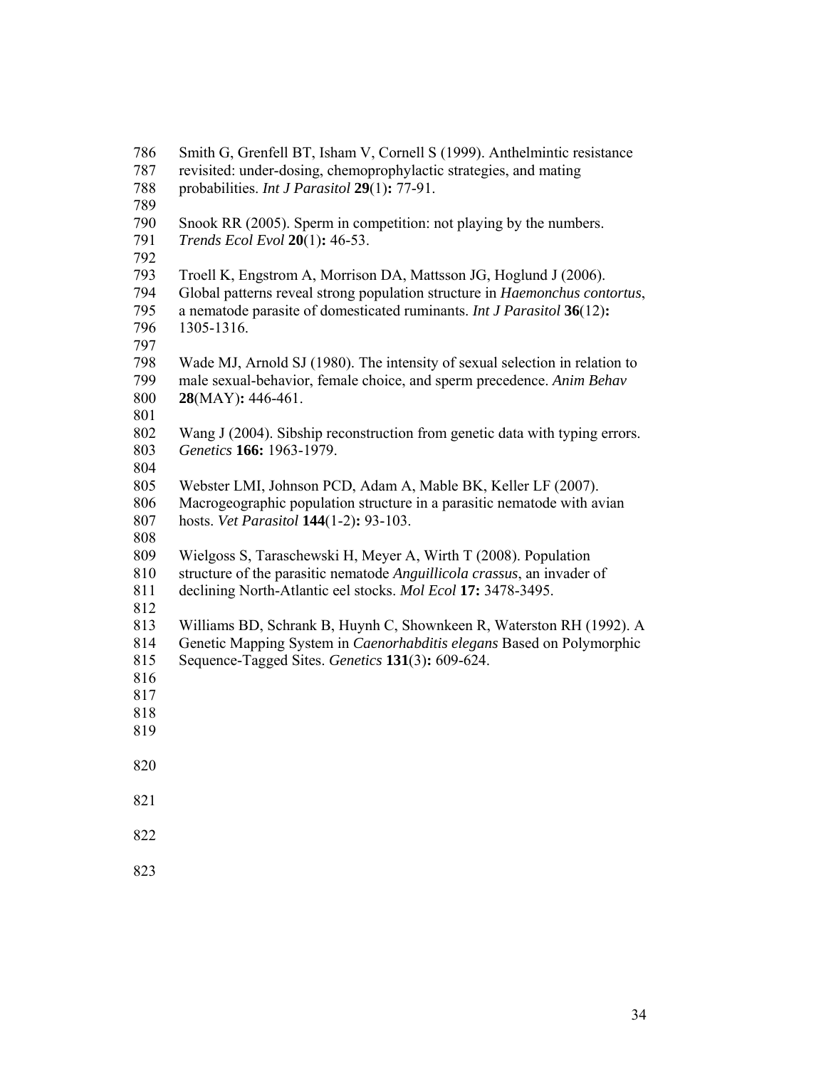Smith G, Grenfell BT, Isham V, Cornell S (1999). Anthelmintic resistance revisited: under-dosing, chemoprophylactic strategies, and mating probabilities. *Int J Parasitol* **29**(1)**:** 77-91.

Snook RR (2005). Sperm in competition: not playing by the numbers. *Trends Ecol Evol* **20**(1)**:** 46-53.

Troell K, Engstrom A, Morrison DA, Mattsson JG, Hoglund J (2006). Global patterns reveal strong population structure in *Haemonchus contortus*, a nematode parasite of domesticated ruminants. *Int J Parasitol* **36**(12)**:** 1305-1316.

Wade MJ, Arnold SJ (1980). The intensity of sexual selection in relation to male sexual-behavior, female choice, and sperm precedence. *Anim Behav* **28**(MAY)**:** 446-461.

Wang J (2004). Sibship reconstruction from genetic data with typing errors. *Genetics* **166:** 1963-1979.

Webster LMI, Johnson PCD, Adam A, Mable BK, Keller LF (2007). Macrogeographic population structure in a parasitic nematode with avian hosts. *Vet Parasitol* **144**(1-2)**:** 93-103.

Wielgoss S, Taraschewski H, Meyer A, Wirth T (2008). Population structure of the parasitic nematode *Anguillicola crassus*, an invader of declining North-Atlantic eel stocks. *Mol Ecol* **17:** 3478-3495.

Williams BD, Schrank B, Huynh C, Shownkeen R, Waterston RH (1992). A Genetic Mapping System in *Caenorhabditis elegans* Based on Polymorphic Sequence-Tagged Sites. *Genetics* **131**(3)**:** 609-624.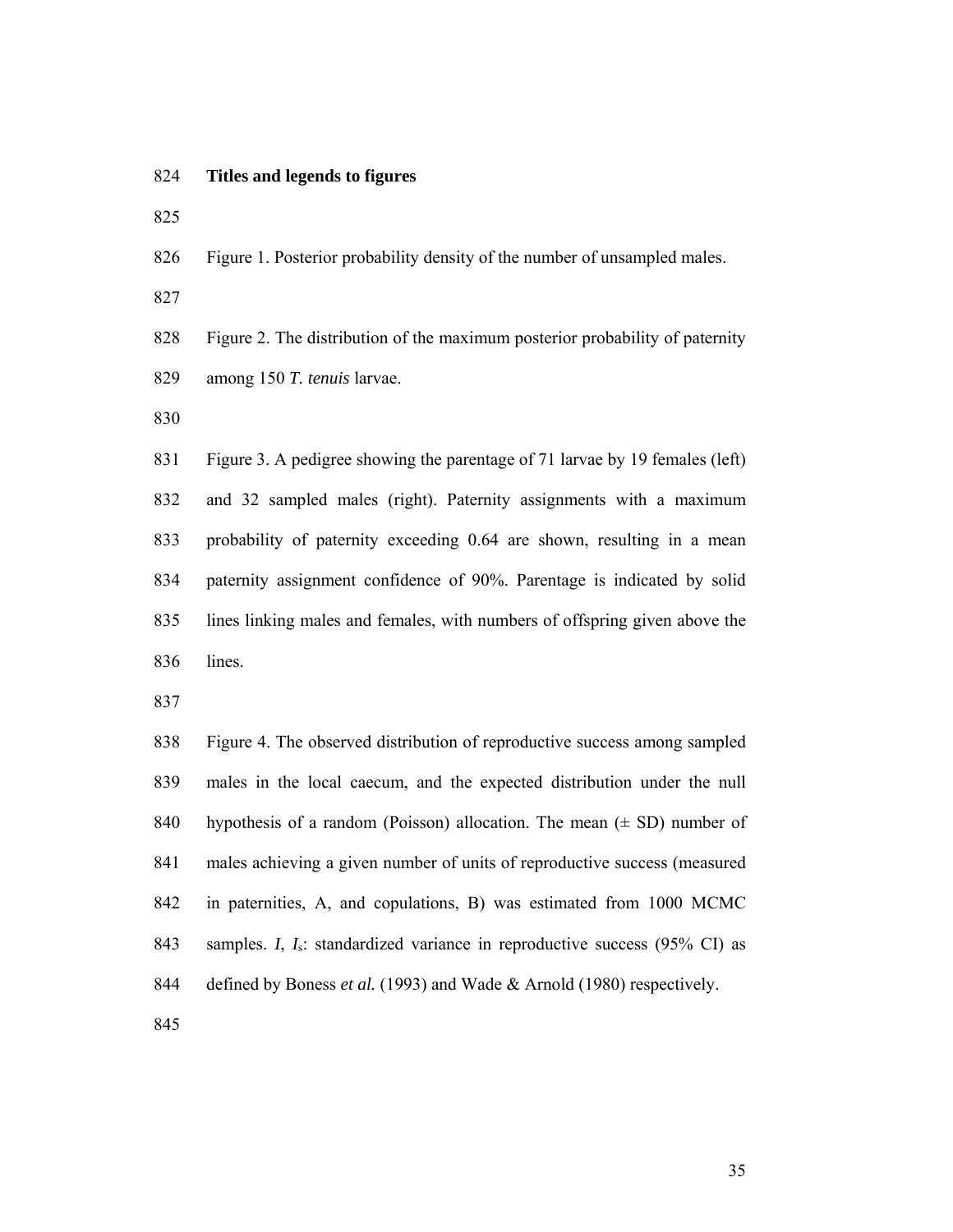## Titles and legends to figures

Figure 1. Posterior probability density of the number of unsampled males.

Figure 2. The distribution of the maximum posterior probability of paternity among 150 *T. tenuis* larvae.

Figure 3. A pedigree showing the parentage of 71 larvae by 19 females (left) and 32 sampled males (right). Paternity assignments with a maximum probability of paternity exceeding 0.64 are shown, resulting in a mean paternity assignment confidence of 90%. Parentage is indicated by solid lines linking males and females, with numbers of offspring given above the lines.

Figure 4. The observed distribution of reproductive success among sampled males in the local caecum, and the expected distribution under the null hypothesis of a random (Poisson) allocation. The mean (± SD) number of males achieving a given number of units of reproductive success (measured in paternities, A, and copulations, B) was estimated from 1000 MCMC samples. $I$, $I_s$: standardized variance in reproductive success (95% CI) as defined by Boness *et al.* (1993) and Wade & Arnold (1980) respectively.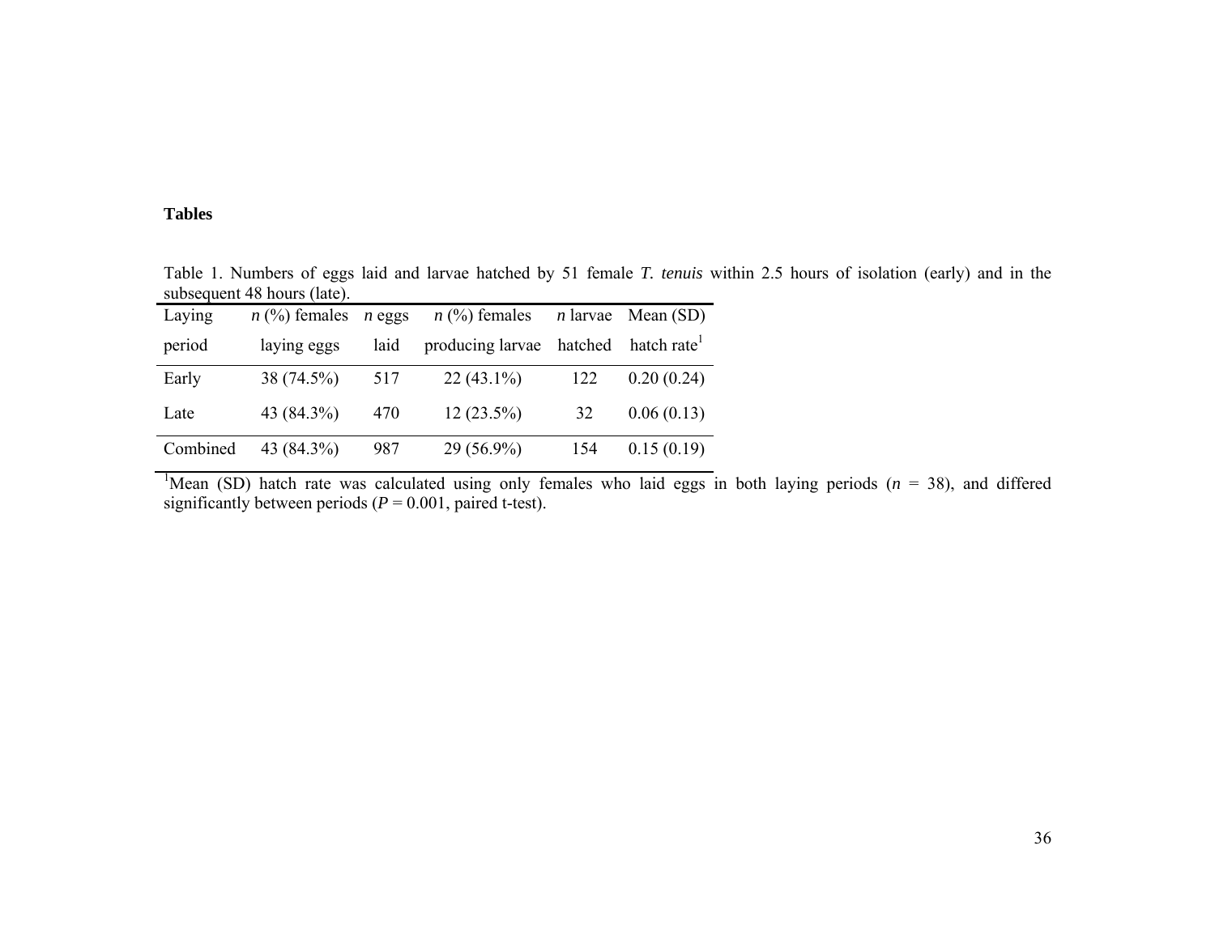**Tables**

Table 1. Numbers of eggs laid and larvae hatched by 51 female *T. tenuis* within 2.5 hours of isolation (early) and in the subsequent 48 hours (late).

| Laying period | *n* (%) females laying eggs | *n* eggs laid | *n* (%) females producing larvae | *n* larvae hatched | Mean (SD) hatch rate[1] |
|---|---|---|---|---|---|
| Early | 38 (74.5%) | 517 | 22 (43.1%) | 122 | 0.20 (0.24) |
| Late | 43 (84.3%) | 470 | 12 (23.5%) | 32 | 0.06 (0.13) |
| Combined | 43 (84.3%) | 987 | 29 (56.9%) | 154 | 0.15 (0.19) |

[1]Mean (SD) hatch rate was calculated using only females who laid eggs in both laying periods ($n$ = 38), and differed significantly between periods ($P$ = 0.001, paired t-test).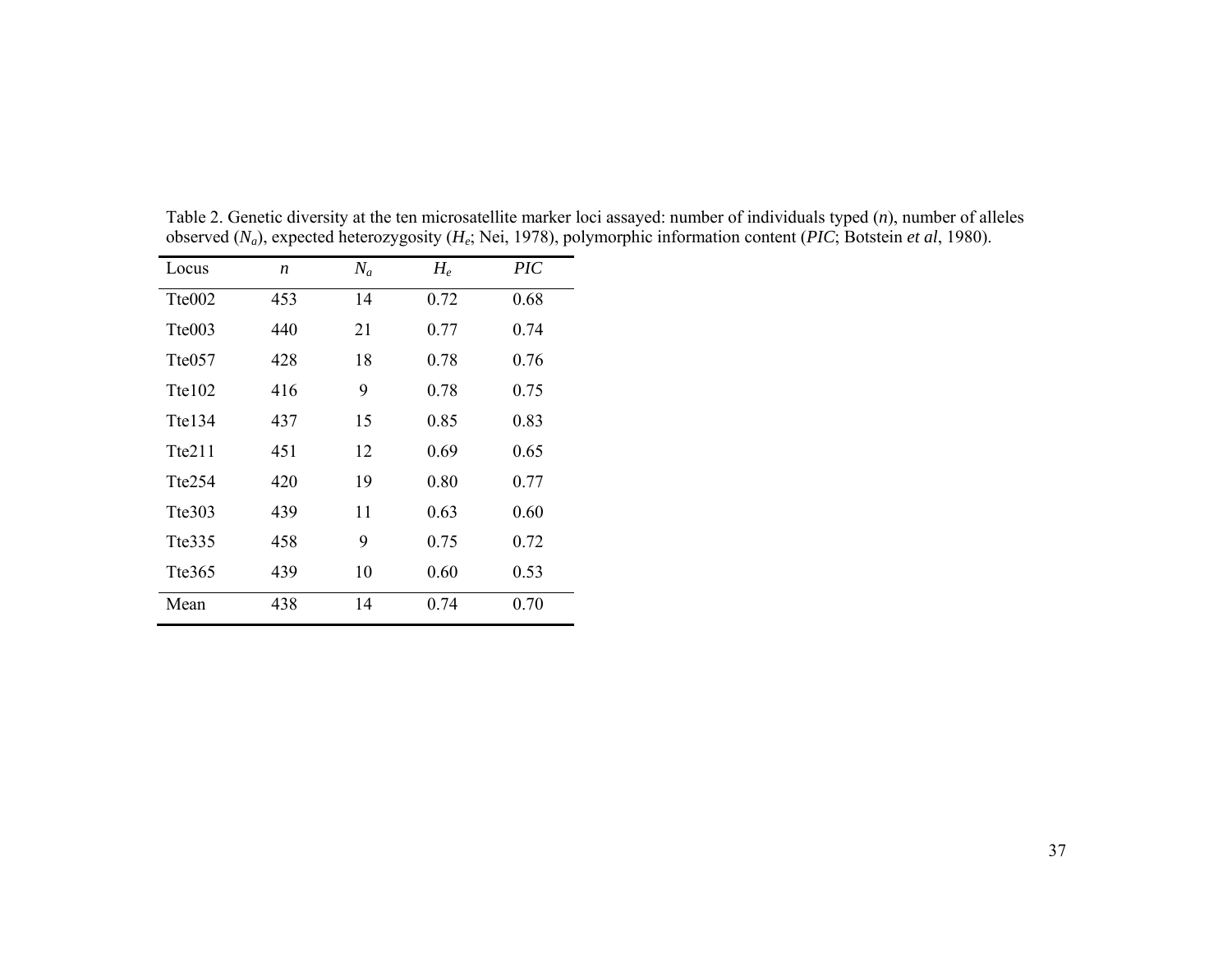Table 2. Genetic diversity at the ten microsatellite marker loci assayed: number of individuals typed ($n$), number of alleles observed ($N_a$), expected heterozygosity ($H_e$; Nei, 1978), polymorphic information content (*PIC*; Botstein *et al*, 1980).

| Locus | $n$ | $N_a$ | $H_e$ | *PIC* |
|---|---|---|---|---|
| Tte002 | 453 | 14 | 0.72 | 0.68 |
| Tte003 | 440 | 21 | 0.77 | 0.74 |
| Tte057 | 428 | 18 | 0.78 | 0.76 |
| Tte102 | 416 | 9 | 0.78 | 0.75 |
| Tte134 | 437 | 15 | 0.85 | 0.83 |
| Tte211 | 451 | 12 | 0.69 | 0.65 |
| Tte254 | 420 | 19 | 0.80 | 0.77 |
| Tte303 | 439 | 11 | 0.63 | 0.60 |
| Tte335 | 458 | 9 | 0.75 | 0.72 |
| Tte365 | 439 | 10 | 0.60 | 0.53 |
| Mean | 438 | 14 | 0.74 | 0.70 |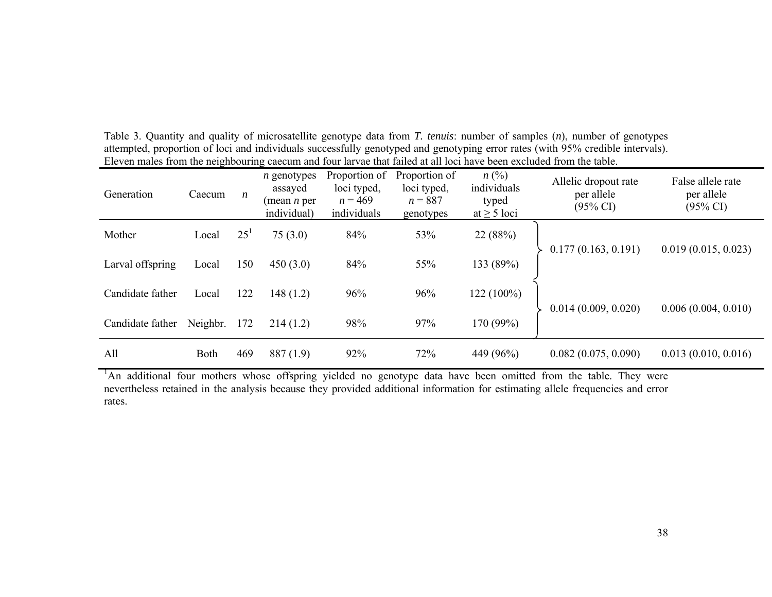Table 3. Quantity and quality of microsatellite genotype data from *T. tenuis*: number of samples (*n*), number of genotypes attempted, proportion of loci and individuals successfully genotyped and genotyping error rates (with 95% credible intervals). Eleven males from the neighbouring caecum and four larvae that failed at all loci have been excluded from the table.

| Generation | Caecum | *n* | *n* genotypes assayed (mean *n* per individual) | Proportion of loci typed, *n* = 469 individuals | Proportion of loci typed, *n* = 887 genotypes | *n* (%) individuals typed at ≥ 5 loci | Allelic dropout rate per allele (95% CI) | False allele rate per allele (95% CI) |
|---|---|---|---|---|---|---|---|---|
| Mother | Local | 25[1] | 75 (3.0) | 84% | 53% | 22 (88%) | 0.177 (0.163, 0.191) | 0.019 (0.015, 0.023) |
| Larval offspring | Local | 150 | 450 (3.0) | 84% | 55% | 133 (89%) | | |
| Candidate father | Local | 122 | 148 (1.2) | 96% | 96% | 122 (100%) | 0.014 (0.009, 0.020) | 0.006 (0.004, 0.010) |
| Candidate father | Neighbr. | 172 | 214 (1.2) | 98% | 97% | 170 (99%) | | |
| All | Both | 469 | 887 (1.9) | 92% | 72% | 449 (96%) | 0.082 (0.075, 0.090) | 0.013 (0.010, 0.016) |

[1]An additional four mothers whose offspring yielded no genotype data have been omitted from the table. They were nevertheless retained in the analysis because they provided additional information for estimating allele frequencies and error rates.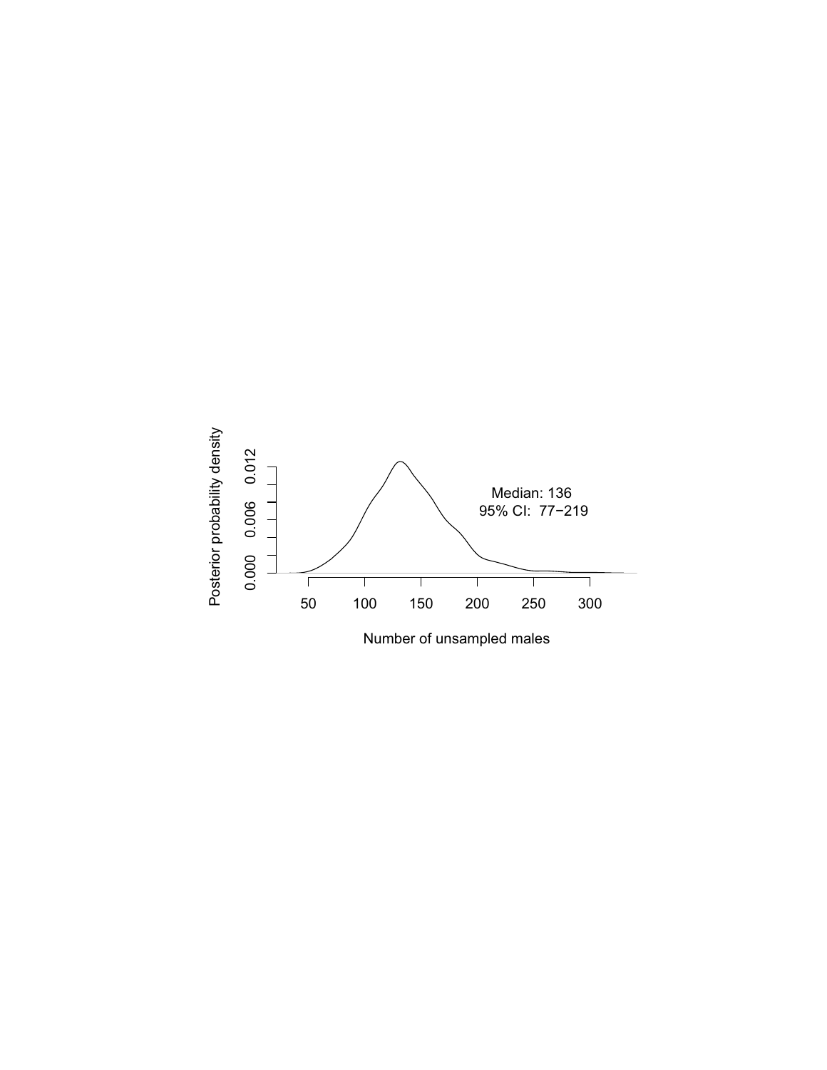Posterior probability density

0.000 0.006 0.012

50 100 150 200 250 300

Number of unsampled males

Median: 136
95% CI: 77−219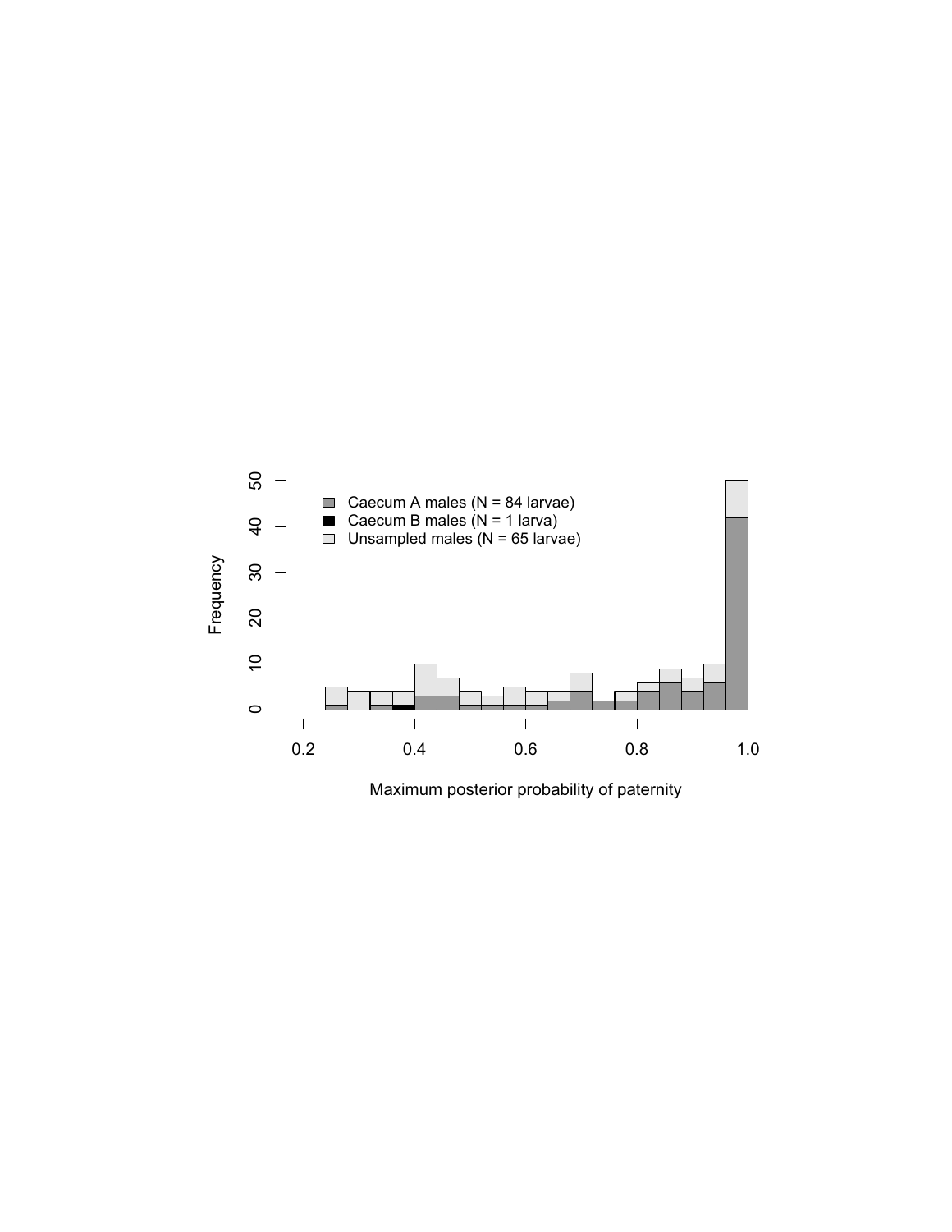Caecum A males (N = 84 larvae)
Caecum B males (N = 1 larva)
Unsampled males (N = 65 larvae)

Frequency

0
10
20
30
40
50

0.2
0.4
0.6
0.8
1.0

Maximum posterior probability of paternity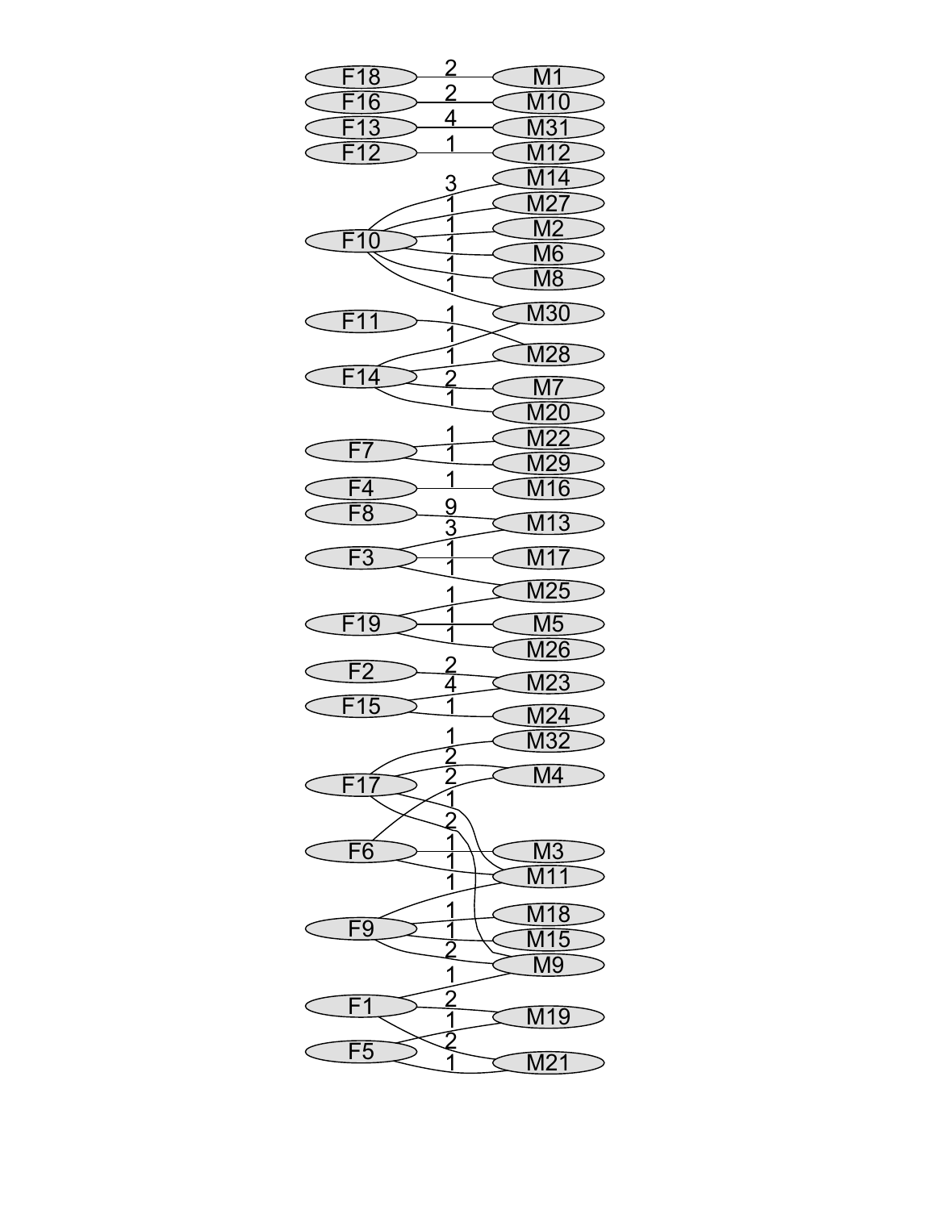F18 2 M1

F16 2 M10

F13 4 M31

F12 1 M12

3 M14

1 M27

1 M2

F10 1 M6

1 M8

1

M30

F11 1

1

1 M28

F14 2 M7

1

M20

1 M22

F7 1 M29

F4 1 M16

F8 9

3 M13

F3 1 M17

1

M25

1

F19 1 M5

1 M26

F2 2

4 M23

F15 1 M24

1 M32

2

F17 2 M4

1

2

F6 1 M3

1

1 M11

1 M18

F9 1 M15

2

1 M9

F1 2

1 M19

F5 2

1 M21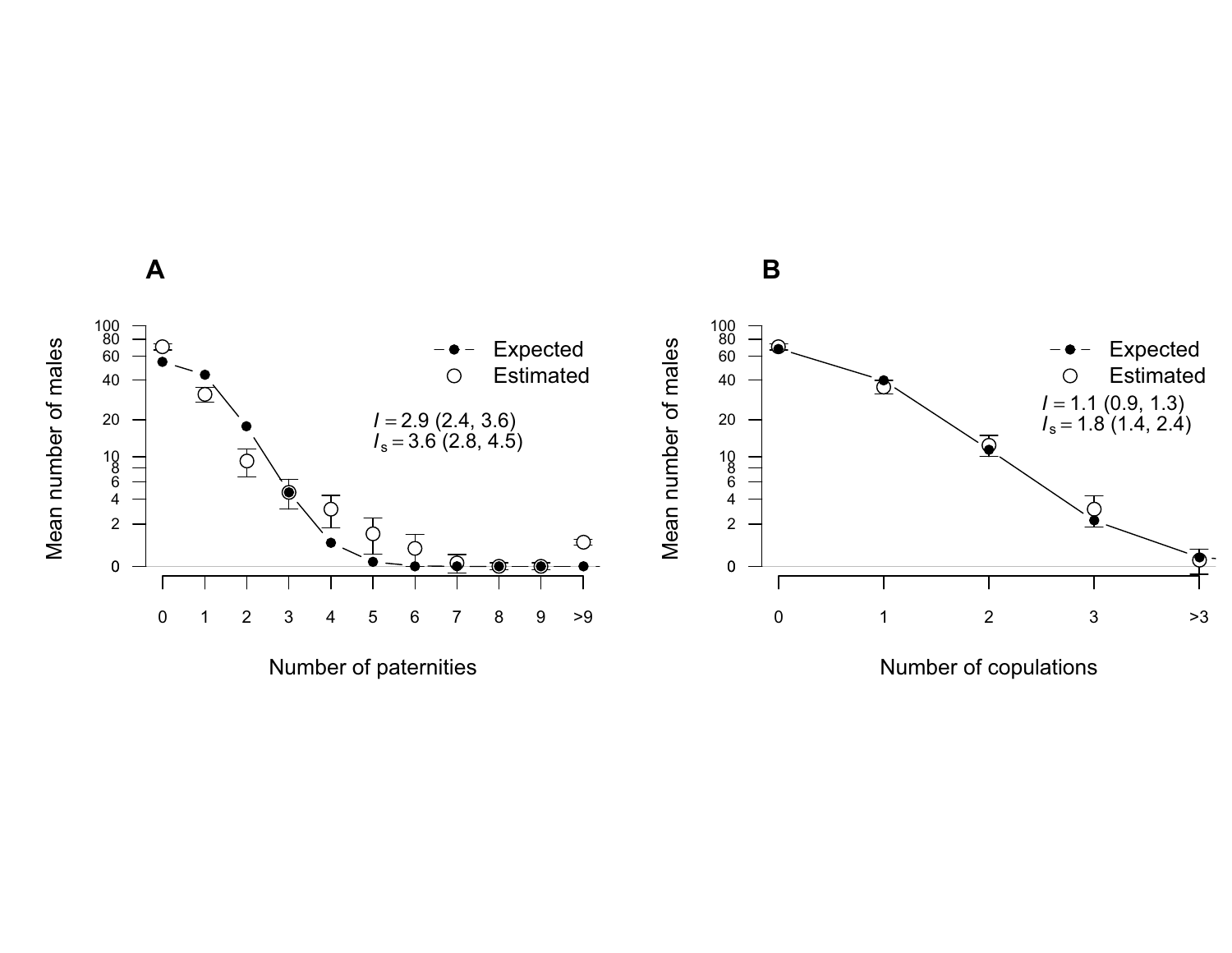A

Mean number of males

100
80
60
40
20
10
8
6
4
2
0

Expected
Estimated

$I = 2.9$ (2.4, 3.6)
$I_s = 3.6$ (2.8, 4.5)

0 1 2 3 4 5 6 7 8 9 >9

Number of paternities

B

Mean number of males

100
80
60
40
20
10
8
6
4
2
0

Expected
Estimated

$I = 1.1$ (0.9, 1.3)
$I_s = 1.8$ (1.4, 2.4)

0 1 2 3 >3

Number of copulations